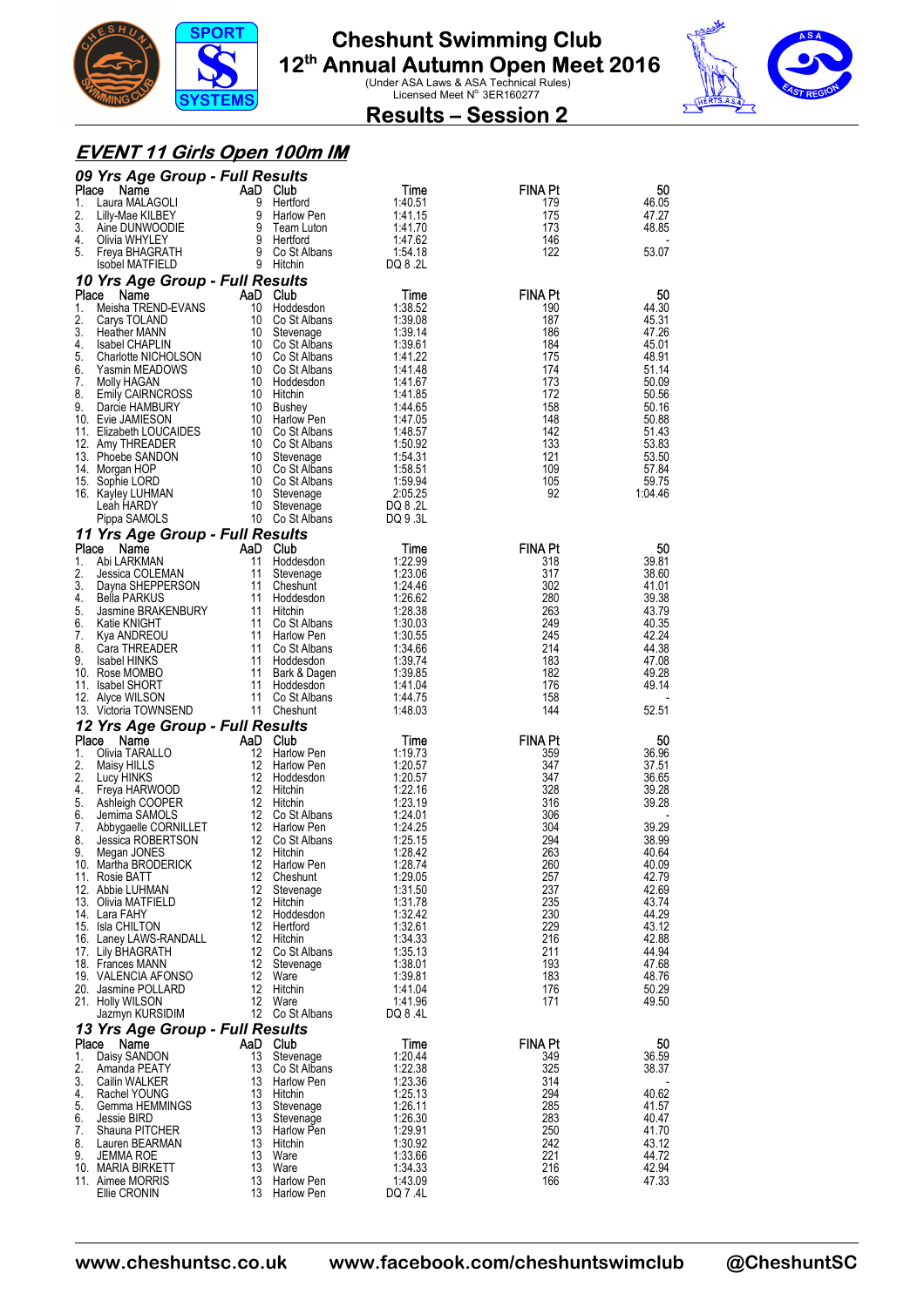# Cheshunt Swimming Club

## 12th Annual Autumn Open Meet 2016

(Under ASA Laws & ASA Technical Rules)
Licensed Meet N° 3ER160277

## Results – Session 2

### EVENT 11 Girls Open 100m IM

#### 09 Yrs Age Group - Full Results

| Place | Name | AaD | Club | Time | FINA Pt | 50 |
|---|---|---|---|---|---|---|
| 1. | Laura MALAGOLI | 9 | Hertford | 1:40.51 | 179 | 46.05 |
| 2. | Lilly-Mae KILBEY | 9 | Harlow Pen | 1:41.15 | 175 | 47.27 |
| 3. | Aine DUNWOODIE | 9 | Team Luton | 1:41.70 | 173 | 48.85 |
| 4. | Olivia WHYLEY | 9 | Hertford | 1:47.62 | 146 | - |
| 5. | Freya BHAGRATH | 9 | Co St Albans | 1:54.18 | 122 | 53.07 |
| | Isobel MATFIELD | 9 | Hitchin | DQ 8 .2L | | |

#### 10 Yrs Age Group - Full Results

| Place | Name | AaD | Club | Time | FINA Pt | 50 |
|---|---|---|---|---|---|---|
| 1. | Meisha TREND-EVANS | 10 | Hoddesdon | 1:38.52 | 190 | 44.30 |
| 2. | Carys TOLAND | 10 | Co St Albans | 1:39.08 | 187 | 45.31 |
| 3. | Heather MANN | 10 | Stevenage | 1:39.14 | 186 | 47.26 |
| 4. | Isabel CHAPLIN | 10 | Co St Albans | 1:39.61 | 184 | 45.01 |
| 5. | Charlotte NICHOLSON | 10 | Co St Albans | 1:41.22 | 175 | 48.91 |
| 6. | Yasmin MEADOWS | 10 | Co St Albans | 1:41.48 | 174 | 51.14 |
| 7. | Molly HAGAN | 10 | Hoddesdon | 1:41.67 | 173 | 50.09 |
| 8. | Emily CAIRNCROSS | 10 | Hitchin | 1:41.85 | 172 | 50.56 |
| 9. | Darcie HAMBURY | 10 | Bushey | 1:44.65 | 158 | 50.16 |
| 10. | Evie JAMIESON | 10 | Harlow Pen | 1:47.05 | 148 | 50.88 |
| 11. | Elizabeth LOUCAIDES | 10 | Co St Albans | 1:48.57 | 142 | 51.43 |
| 12. | Amy THREADER | 10 | Co St Albans | 1:50.92 | 133 | 53.83 |
| 13. | Phoebe SANDON | 10 | Stevenage | 1:54.31 | 121 | 53.50 |
| 14. | Morgan HOP | 10 | Co St Albans | 1:58.51 | 109 | 57.84 |
| 15. | Sophie LORD | 10 | Co St Albans | 1:59.94 | 105 | 59.75 |
| 16. | Kayley LUHMAN | 10 | Stevenage | 2:05.25 | 92 | 1:04.46 |
| | Leah HARDY | 10 | Stevenage | DQ 8 .2L | | |
| | Pippa SAMOLS | 10 | Co St Albans | DQ 9 .3L | | |

#### 11 Yrs Age Group - Full Results

| Place | Name | AaD | Club | Time | FINA Pt | 50 |
|---|---|---|---|---|---|---|
| 1. | Abi LARKMAN | 11 | Hoddesdon | 1:22.99 | 318 | 39.81 |
| 2. | Jessica COLEMAN | 11 | Stevenage | 1:23.06 | 317 | 38.60 |
| 3. | Dayna SHEPPERSON | 11 | Cheshunt | 1:24.46 | 302 | 41.01 |
| 4. | Bella PARKUS | 11 | Hoddesdon | 1:26.62 | 280 | 39.38 |
| 5. | Jasmine BRAKENBURY | 11 | Hitchin | 1:28.38 | 263 | 43.79 |
| 6. | Katie KNIGHT | 11 | Co St Albans | 1:30.03 | 249 | 40.35 |
| 7. | Kya ANDREOU | 11 | Harlow Pen | 1:30.55 | 245 | 42.24 |
| 8. | Cara THREADER | 11 | Co St Albans | 1:34.66 | 214 | 44.38 |
| 9. | Isabel HINKS | 11 | Hoddesdon | 1:39.74 | 183 | 47.08 |
| 10. | Rose MOMBO | 11 | Bark & Dagen | 1:39.85 | 182 | 49.28 |
| 11. | Isabel SHORT | 11 | Hoddesdon | 1:41.04 | 176 | 49.14 |
| 12. | Alyce WILSON | 11 | Co St Albans | 1:44.75 | 158 | - |
| 13. | Victoria TOWNSEND | 11 | Cheshunt | 1:48.03 | 144 | 52.51 |

#### 12 Yrs Age Group - Full Results

| Place | Name | AaD | Club | Time | FINA Pt | 50 |
|---|---|---|---|---|---|---|
| 1. | Olivia TARALLO | 12 | Harlow Pen | 1:19.73 | 359 | 36.96 |
| 2. | Maisy HILLS | 12 | Harlow Pen | 1:20.57 | 347 | 37.51 |
| 2. | Lucy HINKS | 12 | Hoddesdon | 1:20.57 | 347 | 36.65 |
| 4. | Freya HARWOOD | 12 | Hitchin | 1:22.16 | 328 | 39.28 |
| 5. | Ashleigh COOPER | 12 | Hitchin | 1:23.19 | 316 | 39.28 |
| 6. | Jemima SAMOLS | 12 | Co St Albans | 1:24.01 | 306 | - |
| 7. | Abbygaelle CORNILLET | 12 | Harlow Pen | 1:24.25 | 304 | 39.29 |
| 8. | Jessica ROBERTSON | 12 | Co St Albans | 1:25.15 | 294 | 38.99 |
| 9. | Megan JONES | 12 | Hitchin | 1:28.42 | 263 | 40.64 |
| 10. | Martha BRODERICK | 12 | Harlow Pen | 1:28.74 | 260 | 40.09 |
| 11. | Rosie BATT | 12 | Cheshunt | 1:29.05 | 257 | 42.79 |
| 12. | Abbie LUHMAN | 12 | Stevenage | 1:31.50 | 237 | 42.69 |
| 13. | Olivia MATFIELD | 12 | Hitchin | 1:31.78 | 235 | 43.74 |
| 14. | Lara FAHY | 12 | Hoddesdon | 1:32.42 | 230 | 44.29 |
| 15. | Isla CHILTON | 12 | Hertford | 1:32.61 | 229 | 43.12 |
| 16. | Laney LAWS-RANDALL | 12 | Hitchin | 1:34.33 | 216 | 42.88 |
| 17. | Lily BHAGRATH | 12 | Co St Albans | 1:35.13 | 211 | 44.94 |
| 18. | Frances MANN | 12 | Stevenage | 1:38.01 | 193 | 47.68 |
| 19. | VALENCIA AFONSO | 12 | Ware | 1:39.81 | 183 | 48.76 |
| 20. | Jasmine POLLARD | 12 | Hitchin | 1:41.04 | 176 | 50.29 |
| 21. | Holly WILSON | 12 | Ware | 1:41.96 | 171 | 49.50 |
| | Jazmyn KURSIDIM | 12 | Co St Albans | DQ 8 .4L | | |

#### 13 Yrs Age Group - Full Results

| Place | Name | AaD | Club | Time | FINA Pt | 50 |
|---|---|---|---|---|---|---|
| 1. | Daisy SANDON | 13 | Stevenage | 1:20.44 | 349 | 36.59 |
| 2. | Amanda PEATY | 13 | Co St Albans | 1:22.38 | 325 | 38.37 |
| 3. | Cailin WALKER | 13 | Harlow Pen | 1:23.36 | 314 | - |
| 4. | Rachel YOUNG | 13 | Hitchin | 1:25.13 | 294 | 40.62 |
| 5. | Gemma HEMMINGS | 13 | Stevenage | 1:26.11 | 285 | 41.57 |
| 6. | Jessie BIRD | 13 | Stevenage | 1:26.30 | 283 | 40.47 |
| 7. | Shauna PITCHER | 13 | Harlow Pen | 1:29.91 | 250 | 41.70 |
| 8. | Lauren BEARMAN | 13 | Hitchin | 1:30.92 | 242 | 43.12 |
| 9. | JEMMA ROE | 13 | Ware | 1:33.66 | 221 | 44.72 |
| 10. | MARIA BIRKETT | 13 | Ware | 1:34.33 | 216 | 42.94 |
| 11. | Aimee MORRIS | 13 | Harlow Pen | 1:43.09 | 166 | 47.33 |
| | Ellie CRONIN | 13 | Harlow Pen | DQ 7 .4L | | |

www.cheshuntsc.co.uk www.facebook.com/cheshuntswimclub @CheshuntSC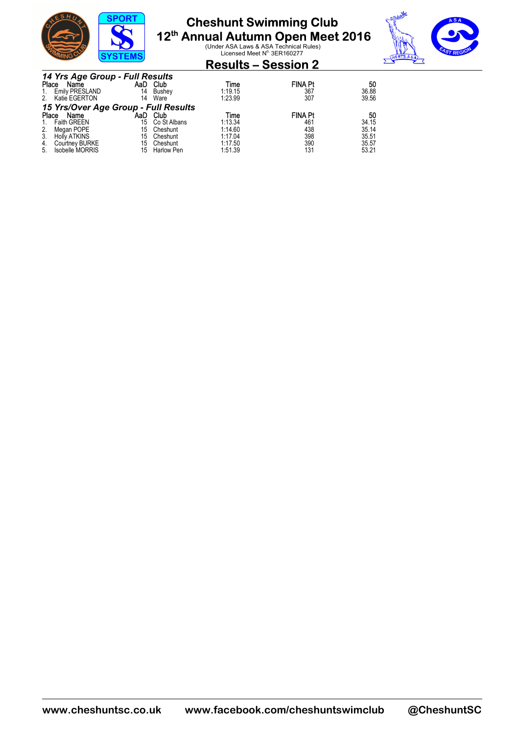# Cheshunt Swimming Club

## 12th Annual Autumn Open Meet 2016

(Under ASA Laws & ASA Technical Rules)
Licensed Meet N° 3ER160277

## Results – Session 2

### *14 Yrs Age Group - Full Results*

| Place | Name | AaD | Club | Time | FINA Pt | 50 |
|---|---|---|---|---|---|---|
| 1. | Emily PRESLAND | 14 | Bushey | 1:19.15 | 367 | 36.88 |
| 2. | Katie EGERTON | 14 | Ware | 1:23.99 | 307 | 39.56 |

### *15 Yrs/Over Age Group - Full Results*

| Place | Name | AaD | Club | Time | FINA Pt | 50 |
|---|---|---|---|---|---|---|
| 1. | Faith GREEN | 15 | Co St Albans | 1:13.34 | 461 | 34.15 |
| 2. | Megan POPE | 15 | Cheshunt | 1:14.60 | 438 | 35.14 |
| 3. | Holly ATKINS | 15 | Cheshunt | 1:17.04 | 398 | 35.51 |
| 4. | Courtney BURKE | 15 | Cheshunt | 1:17.50 | 390 | 35.57 |
| 5. | Isobelle MORRIS | 15 | Harlow Pen | 1:51.39 | 131 | 53.21 |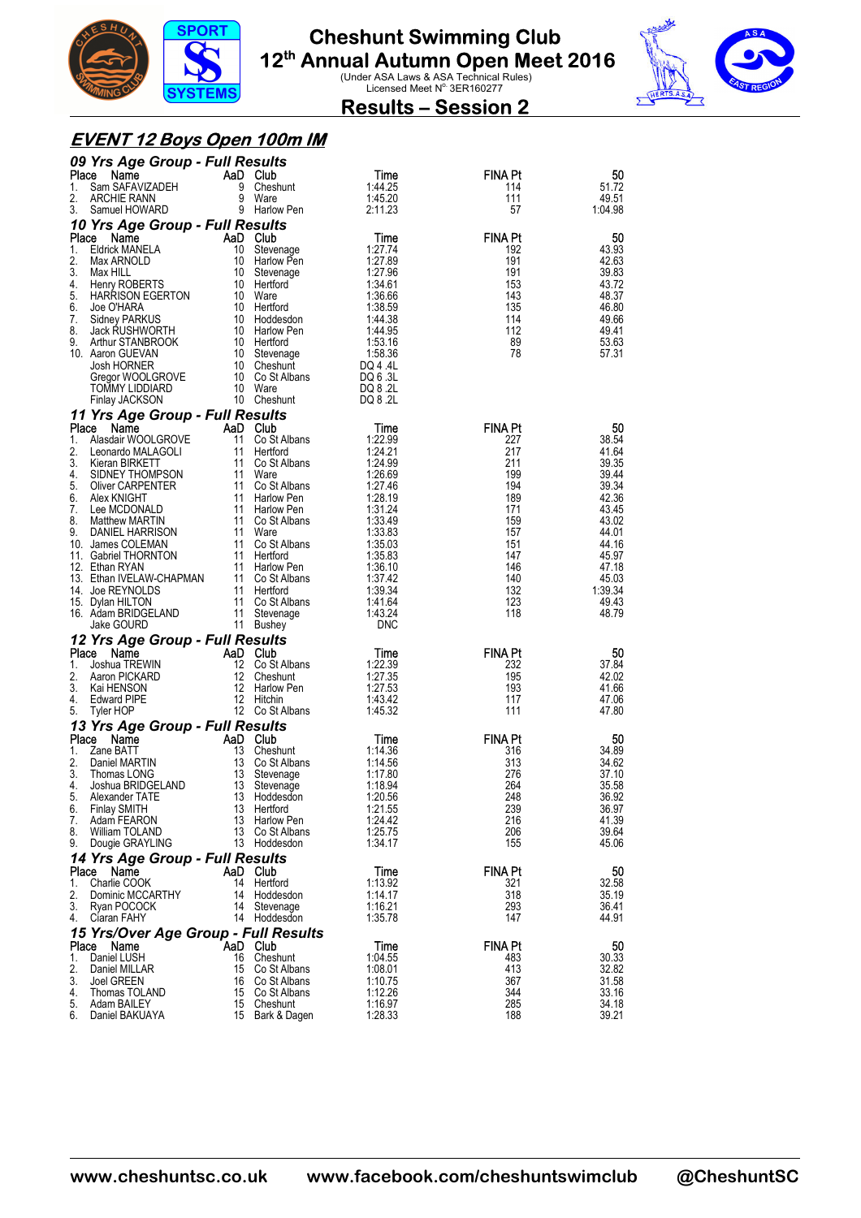# Cheshunt Swimming Club
## 12th Annual Autumn Open Meet 2016
(Under ASA Laws & ASA Technical Rules)
Licensed Meet N° 3ER160277

## Results – Session 2

### *EVENT 12 Boys Open 100m IM*

#### 09 Yrs Age Group - Full Results

| Place | Name | AaD | Club | Time | FINA Pt | 50 |
|---|---|---|---|---|---|---|
| 1. | Sam SAFAVIZADEH | 9 | Cheshunt | 1:44.25 | 114 | 51.72 |
| 2. | ARCHIE RANN | 9 | Ware | 1:45.20 | 111 | 49.51 |
| 3. | Samuel HOWARD | 9 | Harlow Pen | 2:11.23 | 57 | 1:04.98 |

#### 10 Yrs Age Group - Full Results

| Place | Name | AaD | Club | Time | FINA Pt | 50 |
|---|---|---|---|---|---|---|
| 1. | Eldrick MANELA | 10 | Stevenage | 1:27.74 | 192 | 43.93 |
| 2. | Max ARNOLD | 10 | Harlow Pen | 1:27.89 | 191 | 42.63 |
| 3. | Max HILL | 10 | Stevenage | 1:27.96 | 191 | 39.83 |
| 4. | Henry ROBERTS | 10 | Hertford | 1:34.61 | 153 | 43.72 |
| 5. | HARRISON EGERTON | 10 | Ware | 1:36.66 | 143 | 48.37 |
| 6. | Joe O'HARA | 10 | Hertford | 1:38.59 | 135 | 46.80 |
| 7. | Sidney PARKUS | 10 | Hoddesdon | 1:44.38 | 114 | 49.66 |
| 8. | Jack RUSHWORTH | 10 | Harlow Pen | 1:44.95 | 112 | 49.41 |
| 9. | Arthur STANBROOK | 10 | Hertford | 1:53.16 | 89 | 53.63 |
| 10. | Aaron GUEVAN | 10 | Stevenage | 1:58.36 | 78 | 57.31 |
| | Josh HORNER | 10 | Cheshunt | DQ 4 .4L | | |
| | Gregor WOOLGROVE | 10 | Co St Albans | DQ 6 .3L | | |
| | TOMMY LIDDIARD | 10 | Ware | DQ 8 .2L | | |
| | Finlay JACKSON | 10 | Cheshunt | DQ 8 .2L | | |

#### 11 Yrs Age Group - Full Results

| Place | Name | AaD | Club | Time | FINA Pt | 50 |
|---|---|---|---|---|---|---|
| 1. | Alasdair WOOLGROVE | 11 | Co St Albans | 1:22.99 | 227 | 38.54 |
| 2. | Leonardo MALAGOLI | 11 | Hertford | 1:24.21 | 217 | 41.64 |
| 3. | Kieran BIRKETT | 11 | Co St Albans | 1:24.99 | 211 | 39.35 |
| 4. | SIDNEY THOMPSON | 11 | Ware | 1:26.69 | 199 | 39.44 |
| 5. | Oliver CARPENTER | 11 | Co St Albans | 1:27.46 | 194 | 39.34 |
| 6. | Alex KNIGHT | 11 | Harlow Pen | 1:28.19 | 189 | 42.36 |
| 7. | Lee MCDONALD | 11 | Harlow Pen | 1:31.24 | 171 | 43.45 |
| 8. | Matthew MARTIN | 11 | Co St Albans | 1:33.49 | 159 | 43.02 |
| 9. | DANIEL HARRISON | 11 | Ware | 1:33.83 | 157 | 44.01 |
| 10. | James COLEMAN | 11 | Co St Albans | 1:35.03 | 151 | 44.16 |
| 11. | Gabriel THORNTON | 11 | Hertford | 1:35.83 | 147 | 45.97 |
| 12. | Ethan RYAN | 11 | Harlow Pen | 1:36.10 | 146 | 47.18 |
| 13. | Ethan IVELAW-CHAPMAN | 11 | Co St Albans | 1:37.42 | 140 | 45.03 |
| 14. | Joe REYNOLDS | 11 | Hertford | 1:39.34 | 132 | 1:39.34 |
| 15. | Dylan HILTON | 11 | Co St Albans | 1:41.64 | 123 | 49.43 |
| 16. | Adam BRIDGELAND | 11 | Stevenage | 1:43.24 | 118 | 48.79 |
| | Jake GOURD | 11 | Bushey | DNC | | |

#### 12 Yrs Age Group - Full Results

| Place | Name | AaD | Club | Time | FINA Pt | 50 |
|---|---|---|---|---|---|---|
| 1. | Joshua TREWIN | 12 | Co St Albans | 1:22.39 | 232 | 37.84 |
| 2. | Aaron PICKARD | 12 | Cheshunt | 1:27.35 | 195 | 42.02 |
| 3. | Kai HENSON | 12 | Harlow Pen | 1:27.53 | 193 | 41.66 |
| 4. | Edward PIPE | 12 | Hitchin | 1:43.42 | 117 | 47.06 |
| 5. | Tyler HOP | 12 | Co St Albans | 1:45.32 | 111 | 47.80 |

#### 13 Yrs Age Group - Full Results

| Place | Name | AaD | Club | Time | FINA Pt | 50 |
|---|---|---|---|---|---|---|
| 1. | Zane BATT | 13 | Cheshunt | 1:14.36 | 316 | 34.89 |
| 2. | Daniel MARTIN | 13 | Co St Albans | 1:14.56 | 313 | 34.62 |
| 3. | Thomas LONG | 13 | Stevenage | 1:17.80 | 276 | 37.10 |
| 4. | Joshua BRIDGELAND | 13 | Stevenage | 1:18.94 | 264 | 35.58 |
| 5. | Alexander TATE | 13 | Hoddesdon | 1:20.56 | 248 | 36.92 |
| 6. | Finlay SMITH | 13 | Hertford | 1:21.55 | 239 | 36.97 |
| 7. | Adam FEARON | 13 | Harlow Pen | 1:24.42 | 216 | 41.39 |
| 8. | William TOLAND | 13 | Co St Albans | 1:25.75 | 206 | 39.64 |
| 9. | Dougie GRAYLING | 13 | Hoddesdon | 1:34.17 | 155 | 45.06 |

#### 14 Yrs Age Group - Full Results

| Place | Name | AaD | Club | Time | FINA Pt | 50 |
|---|---|---|---|---|---|---|
| 1. | Charlie COOK | 14 | Hertford | 1:13.92 | 321 | 32.58 |
| 2. | Dominic MCCARTHY | 14 | Hoddesdon | 1:14.17 | 318 | 35.19 |
| 3. | Ryan POCOCK | 14 | Stevenage | 1:16.21 | 293 | 36.41 |
| 4. | Ciaran FAHY | 14 | Hoddesdon | 1:35.78 | 147 | 44.91 |

#### 15 Yrs/Over Age Group - Full Results

| Place | Name | AaD | Club | Time | FINA Pt | 50 |
|---|---|---|---|---|---|---|
| 1. | Daniel LUSH | 16 | Cheshunt | 1:04.55 | 483 | 30.33 |
| 2. | Daniel MILLAR | 15 | Co St Albans | 1:08.01 | 413 | 32.82 |
| 3. | Joel GREEN | 16 | Co St Albans | 1:10.75 | 367 | 31.58 |
| 4. | Thomas TOLAND | 15 | Co St Albans | 1:12.26 | 344 | 33.16 |
| 5. | Adam BAILEY | 15 | Cheshunt | 1:16.97 | 285 | 34.18 |
| 6. | Daniel BAKUAYA | 15 | Bark & Dagen | 1:28.33 | 188 | 39.21 |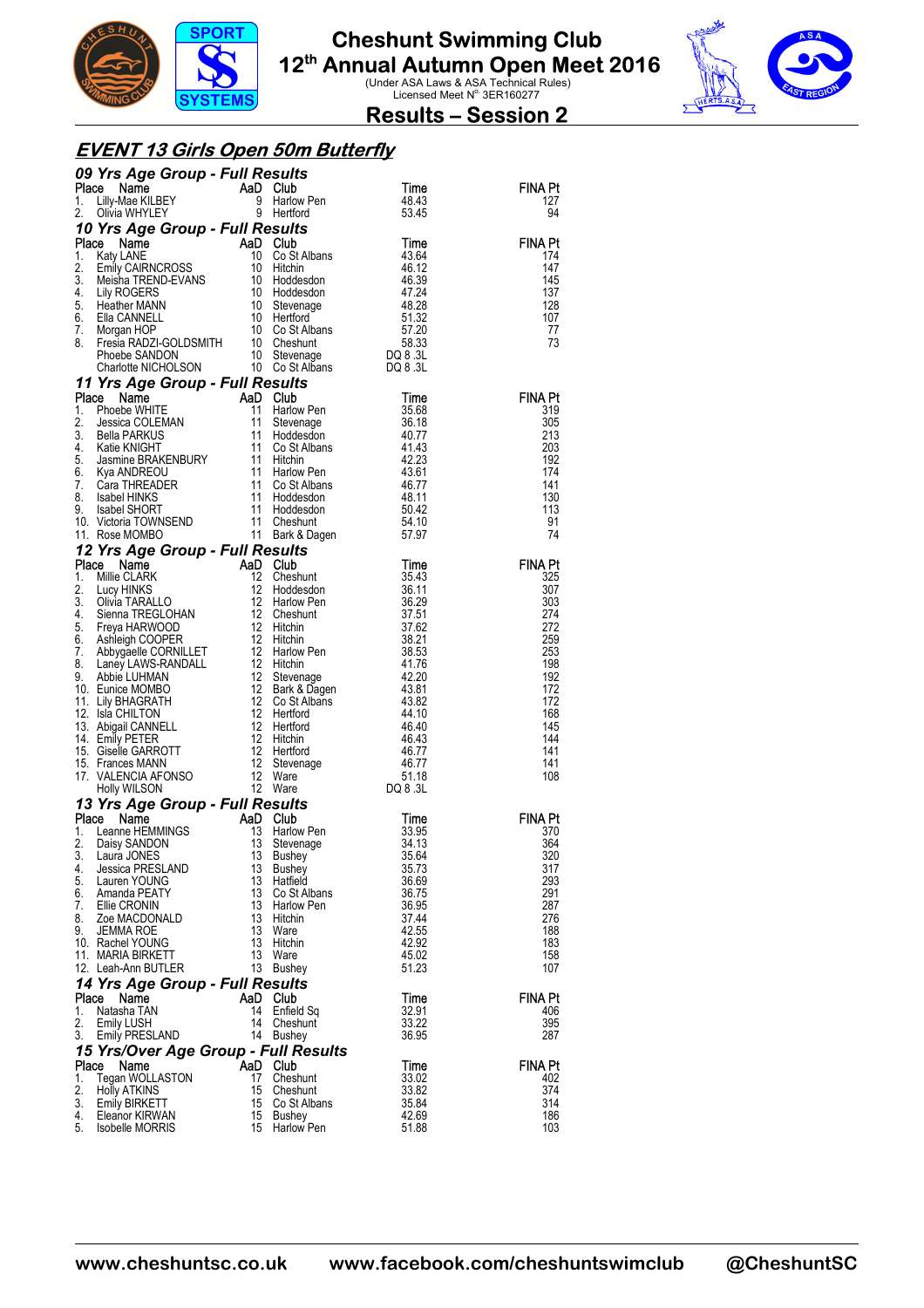# Cheshunt Swimming Club

## 12th Annual Autumn Open Meet 2016

(Under ASA Laws & ASA Technical Rules)
Licensed Meet N° 3ER160277

## Results – Session 2

## EVENT 13 Girls Open 50m Butterfly

### 09 Yrs Age Group - Full Results

| Place | Name | AaD | Club | Time | FINA Pt |
|---|---|---|---|---|---|
| 1. | Lilly-Mae KILBEY | 9 | Harlow Pen | 48.43 | 127 |
| 2. | Olivia WHYLEY | 9 | Hertford | 53.45 | 94 |

### 10 Yrs Age Group - Full Results

| Place | Name | AaD | Club | Time | FINA Pt |
|---|---|---|---|---|---|
| 1. | Katy LANE | 10 | Co St Albans | 43.64 | 174 |
| 2. | Emily CAIRNCROSS | 10 | Hitchin | 46.12 | 147 |
| 3. | Meisha TREND-EVANS | 10 | Hoddesdon | 46.39 | 145 |
| 4. | Lily ROGERS | 10 | Hoddesdon | 47.24 | 137 |
| 5. | Heather MANN | 10 | Stevenage | 48.28 | 128 |
| 6. | Ella CANNELL | 10 | Hertford | 51.32 | 107 |
| 7. | Morgan HOP | 10 | Co St Albans | 57.20 | 77 |
| 8. | Fresia RADZI-GOLDSMITH | 10 | Cheshunt | 58.33 | 73 |
| | Phoebe SANDON | 10 | Stevenage | DQ 8 .3L | |
| | Charlotte NICHOLSON | 10 | Co St Albans | DQ 8 .3L | |

### 11 Yrs Age Group - Full Results

| Place | Name | AaD | Club | Time | FINA Pt |
|---|---|---|---|---|---|
| 1. | Phoebe WHITE | 11 | Harlow Pen | 35.68 | 319 |
| 2. | Jessica COLEMAN | 11 | Stevenage | 36.18 | 305 |
| 3. | Bella PARKUS | 11 | Hoddesdon | 40.77 | 213 |
| 4. | Katie KNIGHT | 11 | Co St Albans | 41.43 | 203 |
| 5. | Jasmine BRAKENBURY | 11 | Hitchin | 42.23 | 192 |
| 6. | Kya ANDREOU | 11 | Harlow Pen | 43.61 | 174 |
| 7. | Cara THREADER | 11 | Co St Albans | 46.77 | 141 |
| 8. | Isabel HINKS | 11 | Hoddesdon | 48.11 | 130 |
| 9. | Isabel SHORT | 11 | Hoddesdon | 50.42 | 113 |
| 10. | Victoria TOWNSEND | 11 | Cheshunt | 54.10 | 91 |
| 11. | Rose MOMBO | 11 | Bark & Dagen | 57.97 | 74 |

### 12 Yrs Age Group - Full Results

| Place | Name | AaD | Club | Time | FINA Pt |
|---|---|---|---|---|---|
| 1. | Millie CLARK | 12 | Cheshunt | 35.43 | 325 |
| 2. | Lucy HINKS | 12 | Hoddesdon | 36.11 | 307 |
| 3. | Olivia TARALLO | 12 | Harlow Pen | 36.29 | 303 |
| 4. | Sienna TREGLOHAN | 12 | Cheshunt | 37.51 | 274 |
| 5. | Freya HARWOOD | 12 | Hitchin | 37.62 | 272 |
| 6. | Ashleigh COOPER | 12 | Hitchin | 38.21 | 259 |
| 7. | Abbygaelle CORNILLET | 12 | Harlow Pen | 38.53 | 253 |
| 8. | Laney LAWS-RANDALL | 12 | Hitchin | 41.76 | 198 |
| 9. | Abbie LUHMAN | 12 | Stevenage | 42.20 | 192 |
| 10. | Eunice MOMBO | 12 | Bark & Dagen | 43.81 | 172 |
| 11. | Lily BHAGRATH | 12 | Co St Albans | 43.82 | 172 |
| 12. | Isla CHILTON | 12 | Hertford | 44.10 | 168 |
| 13. | Abigail CANNELL | 12 | Hertford | 46.40 | 145 |
| 14. | Emily PETER | 12 | Hitchin | 46.43 | 144 |
| 15. | Giselle GARROTT | 12 | Hertford | 46.77 | 141 |
| 15. | Frances MANN | 12 | Stevenage | 46.77 | 141 |
| 17. | VALENCIA AFONSO | 12 | Ware | 51.18 | 108 |
| | Holly WILSON | 12 | Ware | DQ 8 .3L | |

### 13 Yrs Age Group - Full Results

| Place | Name | AaD | Club | Time | FINA Pt |
|---|---|---|---|---|---|
| 1. | Leanne HEMMINGS | 13 | Harlow Pen | 33.95 | 370 |
| 2. | Daisy SANDON | 13 | Stevenage | 34.13 | 364 |
| 3. | Laura JONES | 13 | Bushey | 35.64 | 320 |
| 4. | Jessica PRESLAND | 13 | Bushey | 35.73 | 317 |
| 5. | Lauren YOUNG | 13 | Hatfield | 36.69 | 293 |
| 6. | Amanda PEATY | 13 | Co St Albans | 36.75 | 291 |
| 7. | Ellie CRONIN | 13 | Harlow Pen | 36.95 | 287 |
| 8. | Zoe MACDONALD | 13 | Hitchin | 37.44 | 276 |
| 9. | JEMMA ROE | 13 | Ware | 42.55 | 188 |
| 10. | Rachel YOUNG | 13 | Hitchin | 42.92 | 183 |
| 11. | MARIA BIRKETT | 13 | Ware | 45.02 | 158 |
| 12. | Leah-Ann BUTLER | 13 | Bushey | 51.23 | 107 |

### 14 Yrs Age Group - Full Results

| Place | Name | AaD | Club | Time | FINA Pt |
|---|---|---|---|---|---|
| 1. | Natasha TAN | 14 | Enfield Sq | 32.91 | 406 |
| 2. | Emily LUSH | 14 | Cheshunt | 33.22 | 395 |
| 3. | Emily PRESLAND | 14 | Bushey | 36.95 | 287 |

### 15 Yrs/Over Age Group - Full Results

| Place | Name | AaD | Club | Time | FINA Pt |
|---|---|---|---|---|---|
| 1. | Tegan WOLLASTON | 17 | Cheshunt | 33.02 | 402 |
| 2. | Holly ATKINS | 15 | Cheshunt | 33.82 | 374 |
| 3. | Emily BIRKETT | 15 | Co St Albans | 35.84 | 314 |
| 4. | Eleanor KIRWAN | 15 | Bushey | 42.69 | 186 |
| 5. | Isobelle MORRIS | 15 | Harlow Pen | 51.88 | 103 |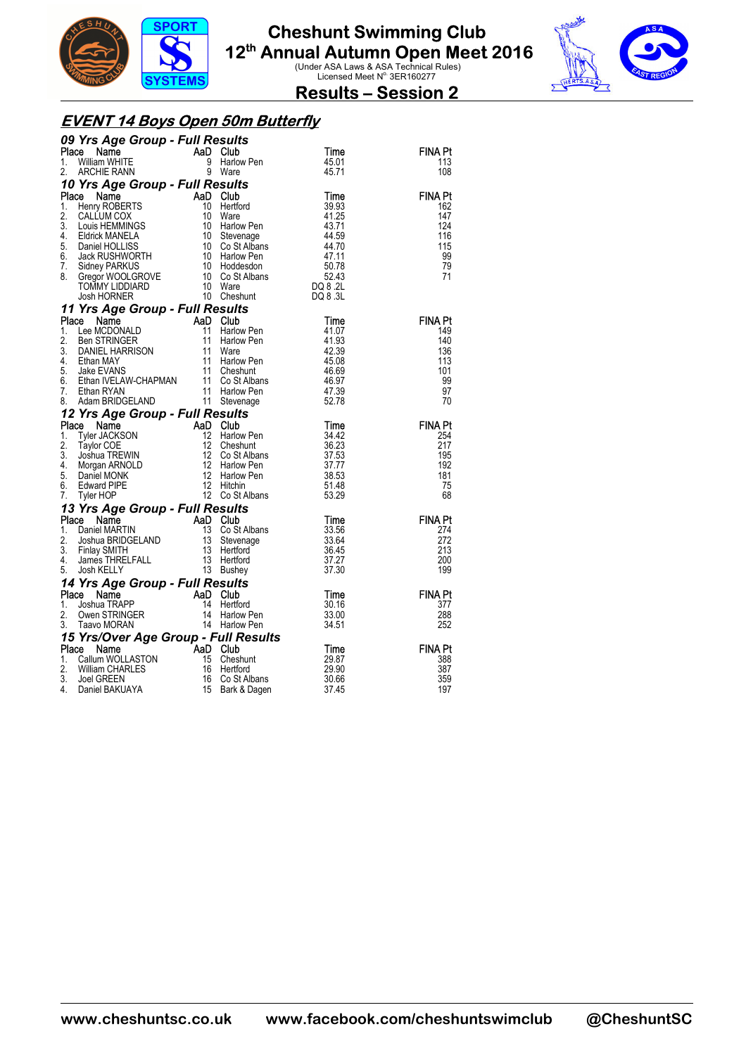# Cheshunt Swimming Club

## 12th Annual Autumn Open Meet 2016

(Under ASA Laws & ASA Technical Rules)
Licensed Meet N° 3ER160277

## Results – Session 2

## EVENT 14 Boys Open 50m Butterfly

### 09 Yrs Age Group - Full Results

| Place | Name | AaD | Club | Time | FINA Pt |
|---|---|---|---|---|---|
| 1. | William WHITE | 9 | Harlow Pen | 45.01 | 113 |
| 2. | ARCHIE RANN | 9 | Ware | 45.71 | 108 |

### 10 Yrs Age Group - Full Results

| Place | Name | AaD | Club | Time | FINA Pt |
|---|---|---|---|---|---|
| 1. | Henry ROBERTS | 10 | Hertford | 39.93 | 162 |
| 2. | CALLUM COX | 10 | Ware | 41.25 | 147 |
| 3. | Louis HEMMINGS | 10 | Harlow Pen | 43.71 | 124 |
| 4. | Eldrick MANELA | 10 | Stevenage | 44.59 | 116 |
| 5. | Daniel HOLLISS | 10 | Co St Albans | 44.70 | 115 |
| 6. | Jack RUSHWORTH | 10 | Harlow Pen | 47.11 | 99 |
| 7. | Sidney PARKUS | 10 | Hoddesdon | 50.78 | 79 |
| 8. | Gregor WOOLGROVE | 10 | Co St Albans | 52.43 | 71 |
| | TOMMY LIDDIARD | 10 | Ware | DQ 8 .2L | |
| | Josh HORNER | 10 | Cheshunt | DQ 8 .3L | |

### 11 Yrs Age Group - Full Results

| Place | Name | AaD | Club | Time | FINA Pt |
|---|---|---|---|---|---|
| 1. | Lee MCDONALD | 11 | Harlow Pen | 41.07 | 149 |
| 2. | Ben STRINGER | 11 | Harlow Pen | 41.93 | 140 |
| 3. | DANIEL HARRISON | 11 | Ware | 42.39 | 136 |
| 4. | Ethan MAY | 11 | Harlow Pen | 45.08 | 113 |
| 5. | Jake EVANS | 11 | Cheshunt | 46.69 | 101 |
| 6. | Ethan IVELAW-CHAPMAN | 11 | Co St Albans | 46.97 | 99 |
| 7. | Ethan RYAN | 11 | Harlow Pen | 47.39 | 97 |
| 8. | Adam BRIDGELAND | 11 | Stevenage | 52.78 | 70 |

### 12 Yrs Age Group - Full Results

| Place | Name | AaD | Club | Time | FINA Pt |
|---|---|---|---|---|---|
| 1. | Tyler JACKSON | 12 | Harlow Pen | 34.42 | 254 |
| 2. | Taylor COE | 12 | Cheshunt | 36.23 | 217 |
| 3. | Joshua TREWIN | 12 | Co St Albans | 37.53 | 195 |
| 4. | Morgan ARNOLD | 12 | Harlow Pen | 37.77 | 192 |
| 5. | Daniel MONK | 12 | Harlow Pen | 38.53 | 181 |
| 6. | Edward PIPE | 12 | Hitchin | 51.48 | 75 |
| 7. | Tyler HOP | 12 | Co St Albans | 53.29 | 68 |

### 13 Yrs Age Group - Full Results

| Place | Name | AaD | Club | Time | FINA Pt |
|---|---|---|---|---|---|
| 1. | Daniel MARTIN | 13 | Co St Albans | 33.56 | 274 |
| 2. | Joshua BRIDGELAND | 13 | Stevenage | 33.64 | 272 |
| 3. | Finlay SMITH | 13 | Hertford | 36.45 | 213 |
| 4. | James THRELFALL | 13 | Hertford | 37.27 | 200 |
| 5. | Josh KELLY | 13 | Bushey | 37.30 | 199 |

### 14 Yrs Age Group - Full Results

| Place | Name | AaD | Club | Time | FINA Pt |
|---|---|---|---|---|---|
| 1. | Joshua TRAPP | 14 | Hertford | 30.16 | 377 |
| 2. | Owen STRINGER | 14 | Harlow Pen | 33.00 | 288 |
| 3. | Taavo MORAN | 14 | Harlow Pen | 34.51 | 252 |

### 15 Yrs/Over Age Group - Full Results

| Place | Name | AaD | Club | Time | FINA Pt |
|---|---|---|---|---|---|
| 1. | Callum WOLLASTON | 15 | Cheshunt | 29.87 | 388 |
| 2. | William CHARLES | 16 | Hertford | 29.90 | 387 |
| 3. | Joel GREEN | 16 | Co St Albans | 30.66 | 359 |
| 4. | Daniel BAKUAYA | 15 | Bark & Dagen | 37.45 | 197 |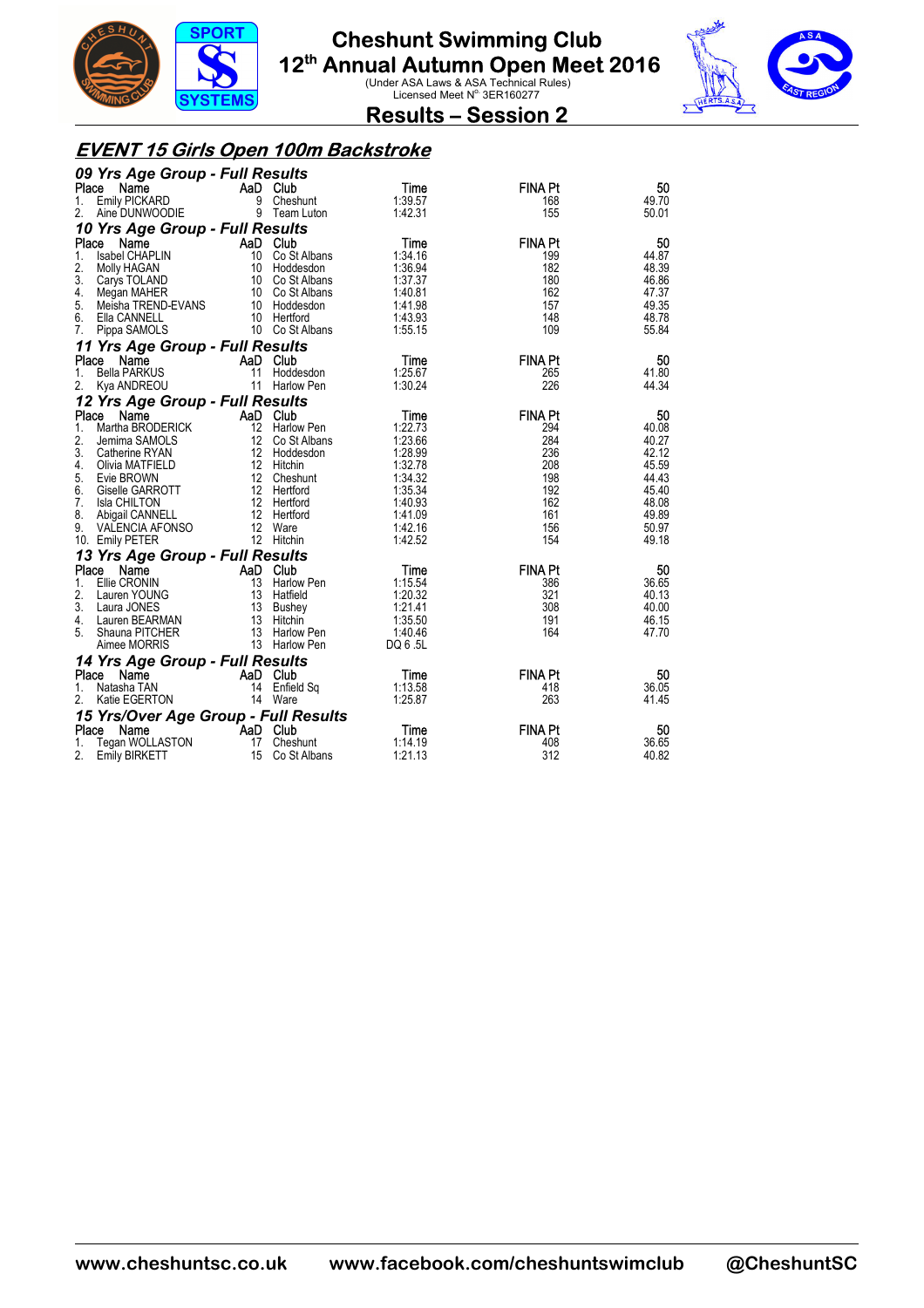# Cheshunt Swimming Club
## 12th Annual Autumn Open Meet 2016
(Under ASA Laws & ASA Technical Rules)
Licensed Meet N°. 3ER160277

## Results – Session 2

### EVENT 15 Girls Open 100m Backstroke

#### 09 Yrs Age Group - Full Results

| Place | Name | AaD | Club | Time | FINA Pt | 50 |
|---|---|---|---|---|---|---|
| 1. | Emily PICKARD | 9 | Cheshunt | 1:39.57 | 168 | 49.70 |
| 2. | Aine DUNWOODIE | 9 | Team Luton | 1:42.31 | 155 | 50.01 |

#### 10 Yrs Age Group - Full Results

| Place | Name | AaD | Club | Time | FINA Pt | 50 |
|---|---|---|---|---|---|---|
| 1. | Isabel CHAPLIN | 10 | Co St Albans | 1:34.16 | 199 | 44.87 |
| 2. | Molly HAGAN | 10 | Hoddesdon | 1:36.94 | 182 | 48.39 |
| 3. | Carys TOLAND | 10 | Co St Albans | 1:37.37 | 180 | 46.86 |
| 4. | Megan MAHER | 10 | Co St Albans | 1:40.81 | 162 | 47.37 |
| 5. | Meisha TREND-EVANS | 10 | Hoddesdon | 1:41.98 | 157 | 49.35 |
| 6. | Ella CANNELL | 10 | Hertford | 1:43.93 | 148 | 48.78 |
| 7. | Pippa SAMOLS | 10 | Co St Albans | 1:55.15 | 109 | 55.84 |

#### 11 Yrs Age Group - Full Results

| Place | Name | AaD | Club | Time | FINA Pt | 50 |
|---|---|---|---|---|---|---|
| 1. | Bella PARKUS | 11 | Hoddesdon | 1:25.67 | 265 | 41.80 |
| 2. | Kya ANDREOU | 11 | Harlow Pen | 1:30.24 | 226 | 44.34 |

#### 12 Yrs Age Group - Full Results

| Place | Name | AaD | Club | Time | FINA Pt | 50 |
|---|---|---|---|---|---|---|
| 1. | Martha BRODERICK | 12 | Harlow Pen | 1:22.73 | 294 | 40.08 |
| 2. | Jemima SAMOLS | 12 | Co St Albans | 1:23.66 | 284 | 40.27 |
| 3. | Catherine RYAN | 12 | Hoddesdon | 1:28.99 | 236 | 42.12 |
| 4. | Olivia MATFIELD | 12 | Hitchin | 1:32.78 | 208 | 45.59 |
| 5. | Evie BROWN | 12 | Cheshunt | 1:34.32 | 198 | 44.43 |
| 6. | Giselle GARROTT | 12 | Hertford | 1:35.34 | 192 | 45.40 |
| 7. | Isla CHILTON | 12 | Hertford | 1:40.93 | 162 | 48.08 |
| 8. | Abigail CANNELL | 12 | Hertford | 1:41.09 | 161 | 49.89 |
| 9. | VALENCIA AFONSO | 12 | Ware | 1:42.16 | 156 | 50.97 |
| 10. | Emily PETER | 12 | Hitchin | 1:42.52 | 154 | 49.18 |

#### 13 Yrs Age Group - Full Results

| Place | Name | AaD | Club | Time | FINA Pt | 50 |
|---|---|---|---|---|---|---|
| 1. | Ellie CRONIN | 13 | Harlow Pen | 1:15.54 | 386 | 36.65 |
| 2. | Lauren YOUNG | 13 | Hatfield | 1:20.32 | 321 | 40.13 |
| 3. | Laura JONES | 13 | Bushey | 1:21.41 | 308 | 40.00 |
| 4. | Lauren BEARMAN | 13 | Hitchin | 1:35.50 | 191 | 46.15 |
| 5. | Shauna PITCHER | 13 | Harlow Pen | 1:40.46 | 164 | 47.70 |
| | Aimee MORRIS | 13 | Harlow Pen | DQ 6 .5L | | |

#### 14 Yrs Age Group - Full Results

| Place | Name | AaD | Club | Time | FINA Pt | 50 |
|---|---|---|---|---|---|---|
| 1. | Natasha TAN | 14 | Enfield Sq | 1:13.58 | 418 | 36.05 |
| 2. | Katie EGERTON | 14 | Ware | 1:25.87 | 263 | 41.45 |

#### 15 Yrs/Over Age Group - Full Results

| Place | Name | AaD | Club | Time | FINA Pt | 50 |
|---|---|---|---|---|---|---|
| 1. | Tegan WOLLASTON | 17 | Cheshunt | 1:14.19 | 408 | 36.65 |
| 2. | Emily BIRKETT | 15 | Co St Albans | 1:21.13 | 312 | 40.82 |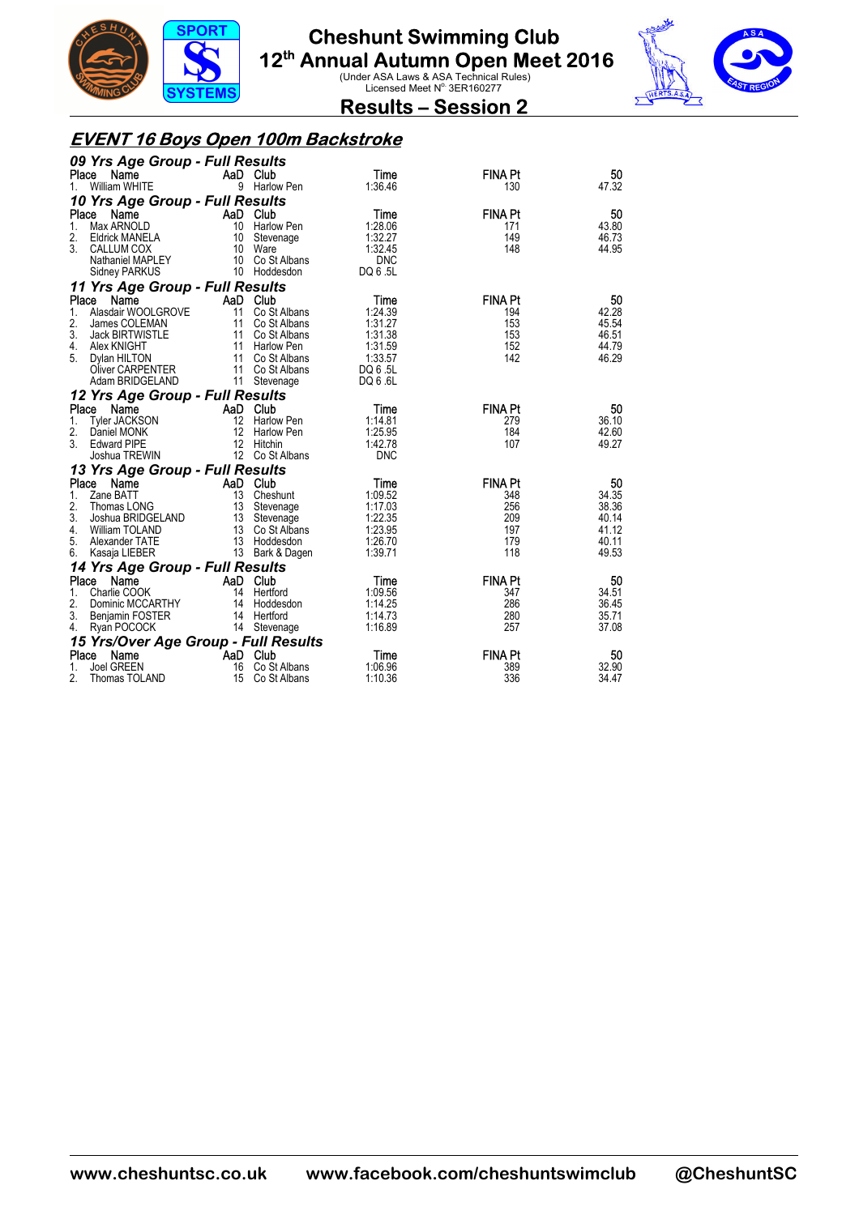# Cheshunt Swimming Club

## 12th Annual Autumn Open Meet 2016

(Under ASA Laws & ASA Technical Rules)
Licensed Meet N° 3ER160277

## Results – Session 2

### *EVENT 16 Boys Open 100m Backstroke*

#### *09 Yrs Age Group - Full Results*

| Place | Name | AaD | Club | Time | FINA Pt | 50 |
|---|---|---|---|---|---|---|
| 1. | William WHITE | 9 | Harlow Pen | 1:36.46 | 130 | 47.32 |

#### *10 Yrs Age Group - Full Results*

| Place | Name | AaD | Club | Time | FINA Pt | 50 |
|---|---|---|---|---|---|---|
| 1. | Max ARNOLD | 10 | Harlow Pen | 1:28.06 | 171 | 43.80 |
| 2. | Eldrick MANELA | 10 | Stevenage | 1:32.27 | 149 | 46.73 |
| 3. | CALLUM COX | 10 | Ware | 1:32.45 | 148 | 44.95 |
| | Nathaniel MAPLEY | 10 | Co St Albans | DNC | | |
| | Sidney PARKUS | 10 | Hoddesdon | DQ 6 .5L | | |

#### *11 Yrs Age Group - Full Results*

| Place | Name | AaD | Club | Time | FINA Pt | 50 |
|---|---|---|---|---|---|---|
| 1. | Alasdair WOOLGROVE | 11 | Co St Albans | 1:24.39 | 194 | 42.28 |
| 2. | James COLEMAN | 11 | Co St Albans | 1:31.27 | 153 | 45.54 |
| 3. | Jack BIRTWISTLE | 11 | Co St Albans | 1:31.38 | 153 | 46.51 |
| 4. | Alex KNIGHT | 11 | Harlow Pen | 1:31.59 | 152 | 44.79 |
| 5. | Dylan HILTON | 11 | Co St Albans | 1:33.57 | 142 | 46.29 |
| | Oliver CARPENTER | 11 | Co St Albans | DQ 6 .5L | | |
| | Adam BRIDGELAND | 11 | Stevenage | DQ 6 .6L | | |

#### *12 Yrs Age Group - Full Results*

| Place | Name | AaD | Club | Time | FINA Pt | 50 |
|---|---|---|---|---|---|---|
| 1. | Tyler JACKSON | 12 | Harlow Pen | 1:14.81 | 279 | 36.10 |
| 2. | Daniel MONK | 12 | Harlow Pen | 1:25.95 | 184 | 42.60 |
| 3. | Edward PIPE | 12 | Hitchin | 1:42.78 | 107 | 49.27 |
| | Joshua TREWIN | 12 | Co St Albans | DNC | | |

#### *13 Yrs Age Group - Full Results*

| Place | Name | AaD | Club | Time | FINA Pt | 50 |
|---|---|---|---|---|---|---|
| 1. | Zane BATT | 13 | Cheshunt | 1:09.52 | 348 | 34.35 |
| 2. | Thomas LONG | 13 | Stevenage | 1:17.03 | 256 | 38.36 |
| 3. | Joshua BRIDGELAND | 13 | Stevenage | 1:22.35 | 209 | 40.14 |
| 4. | William TOLAND | 13 | Co St Albans | 1:23.95 | 197 | 41.12 |
| 5. | Alexander TATE | 13 | Hoddesdon | 1:26.70 | 179 | 40.11 |
| 6. | Kasaja LIEBER | 13 | Bark & Dagen | 1:39.71 | 118 | 49.53 |

#### *14 Yrs Age Group - Full Results*

| Place | Name | AaD | Club | Time | FINA Pt | 50 |
|---|---|---|---|---|---|---|
| 1. | Charlie COOK | 14 | Hertford | 1:09.56 | 347 | 34.51 |
| 2. | Dominic MCCARTHY | 14 | Hoddesdon | 1:14.25 | 286 | 36.45 |
| 3. | Benjamin FOSTER | 14 | Hertford | 1:14.73 | 280 | 35.71 |
| 4. | Ryan POCOCK | 14 | Stevenage | 1:16.89 | 257 | 37.08 |

#### *15 Yrs/Over Age Group - Full Results*

| Place | Name | AaD | Club | Time | FINA Pt | 50 |
|---|---|---|---|---|---|---|
| 1. | Joel GREEN | 16 | Co St Albans | 1:06.96 | 389 | 32.90 |
| 2. | Thomas TOLAND | 15 | Co St Albans | 1:10.36 | 336 | 34.47 |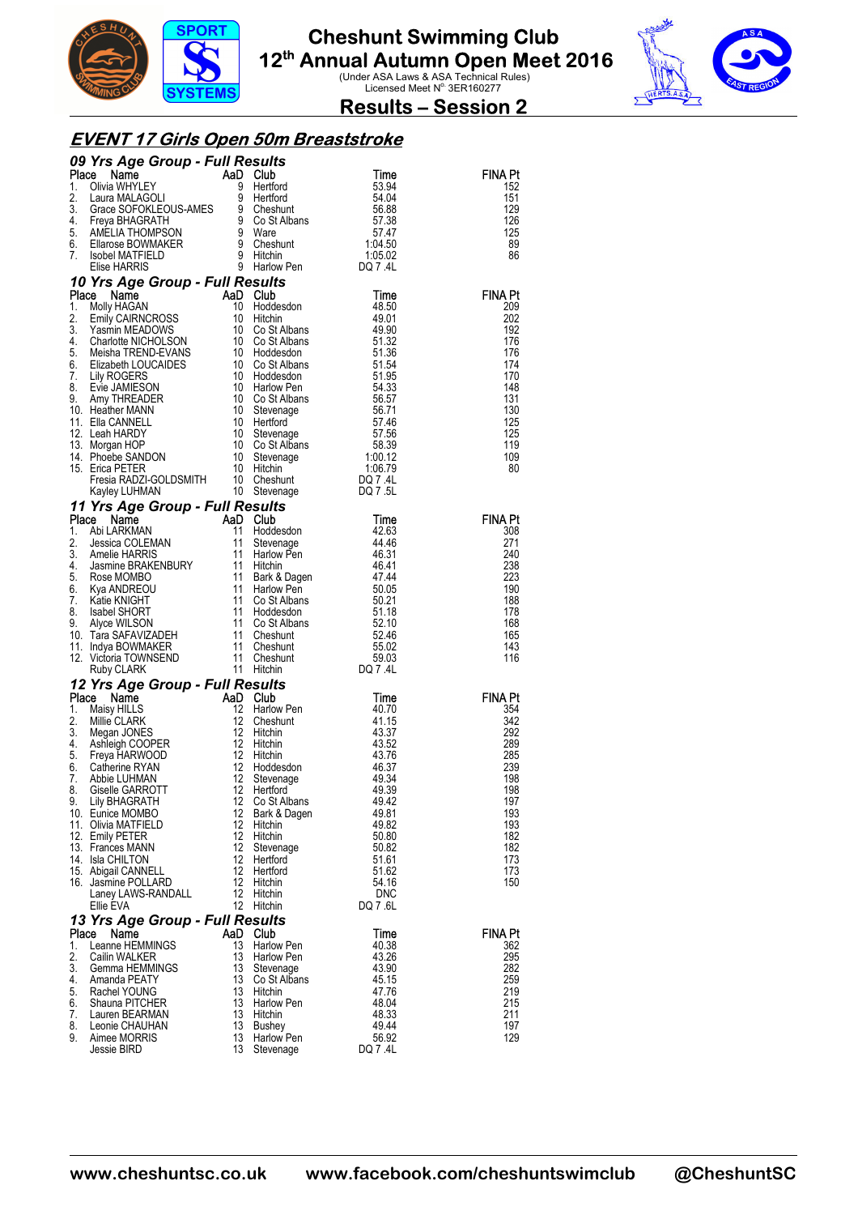# Cheshunt Swimming Club
## 12th Annual Autumn Open Meet 2016
(Under ASA Laws & ASA Technical Rules)
Licensed Meet N° 3ER160277

## Results – Session 2

## EVENT 17 Girls Open 50m Breaststroke

### 09 Yrs Age Group - Full Results

| Place | Name | AaD | Club | Time | FINA Pt |
|---|---|---|---|---|---|
| 1. | Olivia WHYLEY | 9 | Hertford | 53.94 | 152 |
| 2. | Laura MALAGOLI | 9 | Hertford | 54.04 | 151 |
| 3. | Grace SOFOKLEOUS-AMES | 9 | Cheshunt | 56.88 | 129 |
| 4. | Freya BHAGRATH | 9 | Co St Albans | 57.38 | 126 |
| 5. | AMELIA THOMPSON | 9 | Ware | 57.47 | 125 |
| 6. | Ellarose BOWMAKER | 9 | Cheshunt | 1:04.50 | 89 |
| 7. | Isobel MATFIELD | 9 | Hitchin | 1:05.02 | 86 |
| | Elise HARRIS | 9 | Harlow Pen | DQ 7 .4L | |

### 10 Yrs Age Group - Full Results

| Place | Name | AaD | Club | Time | FINA Pt |
|---|---|---|---|---|---|
| 1. | Molly HAGAN | 10 | Hoddesdon | 48.50 | 209 |
| 2. | Emily CAIRNCROSS | 10 | Hitchin | 49.01 | 202 |
| 3. | Yasmin MEADOWS | 10 | Co St Albans | 49.90 | 192 |
| 4. | Charlotte NICHOLSON | 10 | Co St Albans | 51.32 | 176 |
| 5. | Meisha TREND-EVANS | 10 | Hoddesdon | 51.36 | 176 |
| 6. | Elizabeth LOUCAIDES | 10 | Co St Albans | 51.54 | 174 |
| 7. | Lily ROGERS | 10 | Hoddesdon | 51.95 | 170 |
| 8. | Evie JAMIESON | 10 | Harlow Pen | 54.33 | 148 |
| 9. | Amy THREADER | 10 | Co St Albans | 56.57 | 131 |
| 10. | Heather MANN | 10 | Stevenage | 56.71 | 130 |
| 11. | Ella CANNELL | 10 | Hertford | 57.46 | 125 |
| 12. | Leah HARDY | 10 | Stevenage | 57.56 | 125 |
| 13. | Morgan HOP | 10 | Co St Albans | 58.39 | 119 |
| 14. | Phoebe SANDON | 10 | Stevenage | 1:00.12 | 109 |
| 15. | Erica PETER | 10 | Hitchin | 1:06.79 | 80 |
| | Fresia RADZI-GOLDSMITH | 10 | Cheshunt | DQ 7 .4L | |
| | Kayley LUHMAN | 10 | Stevenage | DQ 7 .5L | |

### 11 Yrs Age Group - Full Results

| Place | Name | AaD | Club | Time | FINA Pt |
|---|---|---|---|---|---|
| 1. | Abi LARKMAN | 11 | Hoddesdon | 42.63 | 308 |
| 2. | Jessica COLEMAN | 11 | Stevenage | 44.46 | 271 |
| 3. | Amelie HARRIS | 11 | Harlow Pen | 46.31 | 240 |
| 4. | Jasmine BRAKENBURY | 11 | Hitchin | 46.41 | 238 |
| 5. | Rose MOMBO | 11 | Bark & Dagen | 47.44 | 223 |
| 6. | Kya ANDREOU | 11 | Harlow Pen | 50.05 | 190 |
| 7. | Katie KNIGHT | 11 | Co St Albans | 50.21 | 188 |
| 8. | Isabel SHORT | 11 | Hoddesdon | 51.18 | 178 |
| 9. | Alyce WILSON | 11 | Co St Albans | 52.10 | 168 |
| 10. | Tara SAFAVIZADEH | 11 | Cheshunt | 52.46 | 165 |
| 11. | Indya BOWMAKER | 11 | Cheshunt | 55.02 | 143 |
| 12. | Victoria TOWNSEND | 11 | Cheshunt | 59.03 | 116 |
| | Ruby CLARK | 11 | Hitchin | DQ 7 .4L | |

### 12 Yrs Age Group - Full Results

| Place | Name | AaD | Club | Time | FINA Pt |
|---|---|---|---|---|---|
| 1. | Maisy HILLS | 12 | Harlow Pen | 40.70 | 354 |
| 2. | Millie CLARK | 12 | Cheshunt | 41.15 | 342 |
| 3. | Megan JONES | 12 | Hitchin | 43.37 | 292 |
| 4. | Ashleigh COOPER | 12 | Hitchin | 43.52 | 289 |
| 5. | Freya HARWOOD | 12 | Hitchin | 43.76 | 285 |
| 6. | Catherine RYAN | 12 | Hoddesdon | 46.37 | 239 |
| 7. | Abbie LUHMAN | 12 | Stevenage | 49.34 | 198 |
| 8. | Giselle GARROTT | 12 | Hertford | 49.39 | 198 |
| 9. | Lily BHAGRATH | 12 | Co St Albans | 49.42 | 197 |
| 10. | Eunice MOMBO | 12 | Bark & Dagen | 49.81 | 193 |
| 11. | Olivia MATFIELD | 12 | Hitchin | 49.82 | 193 |
| 12. | Emily PETER | 12 | Hitchin | 50.80 | 182 |
| 13. | Frances MANN | 12 | Stevenage | 50.82 | 182 |
| 14. | Isla CHILTON | 12 | Hertford | 51.61 | 173 |
| 15. | Abigail CANNELL | 12 | Hertford | 51.62 | 173 |
| 16. | Jasmine POLLARD | 12 | Hitchin | 54.16 | 150 |
| | Laney LAWS-RANDALL | 12 | Hitchin | DNC | |
| | Ellie EVA | 12 | Hitchin | DQ 7 .6L | |

### 13 Yrs Age Group - Full Results

| Place | Name | AaD | Club | Time | FINA Pt |
|---|---|---|---|---|---|
| 1. | Leanne HEMMINGS | 13 | Harlow Pen | 40.38 | 362 |
| 2. | Cailin WALKER | 13 | Harlow Pen | 43.26 | 295 |
| 3. | Gemma HEMMINGS | 13 | Stevenage | 43.90 | 282 |
| 4. | Amanda PEATY | 13 | Co St Albans | 45.15 | 259 |
| 5. | Rachel YOUNG | 13 | Hitchin | 47.76 | 219 |
| 6. | Shauna PITCHER | 13 | Harlow Pen | 48.04 | 215 |
| 7. | Lauren BEARMAN | 13 | Hitchin | 48.33 | 211 |
| 8. | Leonie CHAUHAN | 13 | Bushey | 49.44 | 197 |
| 9. | Aimee MORRIS | 13 | Harlow Pen | 56.92 | 129 |
| | Jessie BIRD | 13 | Stevenage | DQ 7 .4L | |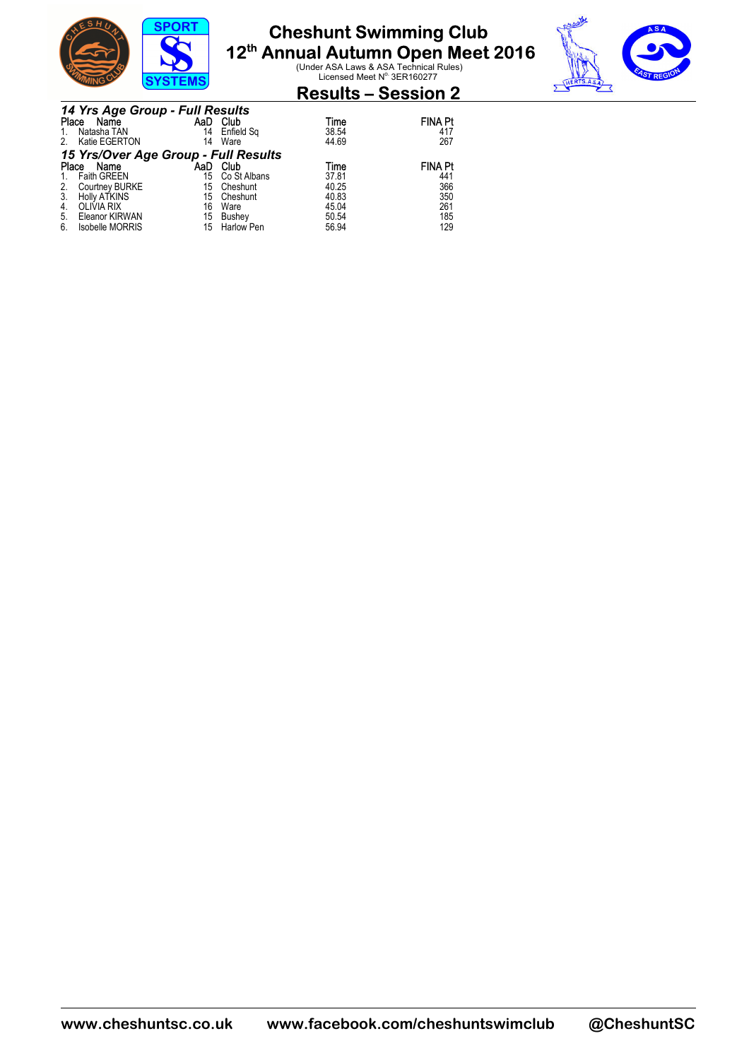# Cheshunt Swimming Club

## 12th Annual Autumn Open Meet 2016

(Under ASA Laws & ASA Technical Rules)
Licensed Meet N° 3ER160277

## Results – Session 2

### *14 Yrs Age Group - Full Results*

| Place | Name | AaD | Club | Time | FINA Pt |
|---|---|---|---|---|---|
| 1. | Natasha TAN | 14 | Enfield Sq | 38.54 | 417 |
| 2. | Katie EGERTON | 14 | Ware | 44.69 | 267 |

### *15 Yrs/Over Age Group - Full Results*

| Place | Name | AaD | Club | Time | FINA Pt |
|---|---|---|---|---|---|
| 1. | Faith GREEN | 15 | Co St Albans | 37.81 | 441 |
| 2. | Courtney BURKE | 15 | Cheshunt | 40.25 | 366 |
| 3. | Holly ATKINS | 15 | Cheshunt | 40.83 | 350 |
| 4. | OLIVIA RIX | 16 | Ware | 45.04 | 261 |
| 5. | Eleanor KIRWAN | 15 | Bushey | 50.54 | 185 |
| 6. | Isobelle MORRIS | 15 | Harlow Pen | 56.94 | 129 |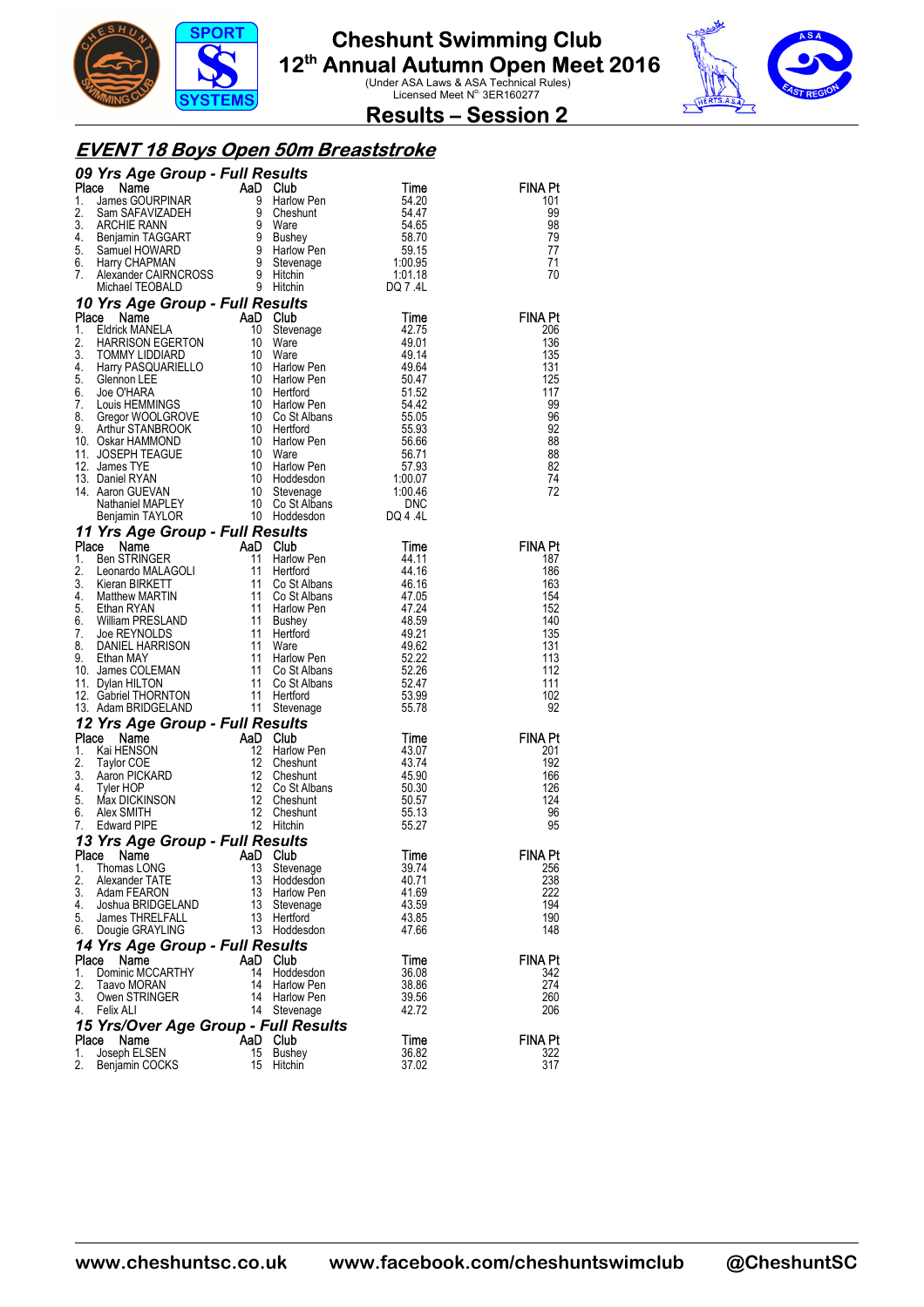# Cheshunt Swimming Club

## 12th Annual Autumn Open Meet 2016

(Under ASA Laws & ASA Technical Rules)
Licensed Meet N° 3ER160277

## Results – Session 2

## EVENT 18 Boys Open 50m Breaststroke

### 09 Yrs Age Group - Full Results

| Place | Name | AaD | Club | Time | FINA Pt |
|---|---|---|---|---|---|
| 1. | James GOURPINAR | 9 | Harlow Pen | 54.20 | 101 |
| 2. | Sam SAFAVIZADEH | 9 | Cheshunt | 54.47 | 99 |
| 3. | ARCHIE RANN | 9 | Ware | 54.65 | 98 |
| 4. | Benjamin TAGGART | 9 | Bushey | 58.70 | 79 |
| 5. | Samuel HOWARD | 9 | Harlow Pen | 59.15 | 77 |
| 6. | Harry CHAPMAN | 9 | Stevenage | 1:00.95 | 71 |
| 7. | Alexander CAIRNCROSS | 9 | Hitchin | 1:01.18 | 70 |
| | Michael TEOBALD | 9 | Hitchin | DQ 7 .4L | |

### 10 Yrs Age Group - Full Results

| Place | Name | AaD | Club | Time | FINA Pt |
|---|---|---|---|---|---|
| 1. | Eldrick MANELA | 10 | Stevenage | 42.75 | 206 |
| 2. | HARRISON EGERTON | 10 | Ware | 49.01 | 136 |
| 3. | TOMMY LIDDIARD | 10 | Ware | 49.14 | 135 |
| 4. | Harry PASQUARIELLO | 10 | Harlow Pen | 49.64 | 131 |
| 5. | Glennon LEE | 10 | Harlow Pen | 50.47 | 125 |
| 6. | Joe O'HARA | 10 | Hertford | 51.52 | 117 |
| 7. | Louis HEMMINGS | 10 | Harlow Pen | 54.42 | 99 |
| 8. | Gregor WOOLGROVE | 10 | Co St Albans | 55.05 | 96 |
| 9. | Arthur STANBROOK | 10 | Hertford | 55.93 | 92 |
| 10. | Oskar HAMMOND | 10 | Harlow Pen | 56.66 | 88 |
| 11. | JOSEPH TEAGUE | 10 | Ware | 56.71 | 88 |
| 12. | James TYE | 10 | Harlow Pen | 57.93 | 82 |
| 13. | Daniel RYAN | 10 | Hoddesdon | 1:00.07 | 74 |
| 14. | Aaron GUEVAN | 10 | Stevenage | 1:00.46 | 72 |
| | Nathaniel MAPLEY | 10 | Co St Albans | DNC | |
| | Benjamin TAYLOR | 10 | Hoddesdon | DQ 4 .4L | |

### 11 Yrs Age Group - Full Results

| Place | Name | AaD | Club | Time | FINA Pt |
|---|---|---|---|---|---|
| 1. | Ben STRINGER | 11 | Harlow Pen | 44.11 | 187 |
| 2. | Leonardo MALAGOLI | 11 | Hertford | 44.16 | 186 |
| 3. | Kieran BIRKETT | 11 | Co St Albans | 46.16 | 163 |
| 4. | Matthew MARTIN | 11 | Co St Albans | 47.05 | 154 |
| 5. | Ethan RYAN | 11 | Harlow Pen | 47.24 | 152 |
| 6. | William PRESLAND | 11 | Bushey | 48.59 | 140 |
| 7. | Joe REYNOLDS | 11 | Hertford | 49.21 | 135 |
| 8. | DANIEL HARRISON | 11 | Ware | 49.62 | 131 |
| 9. | Ethan MAY | 11 | Harlow Pen | 52.22 | 113 |
| 10. | James COLEMAN | 11 | Co St Albans | 52.26 | 112 |
| 11. | Dylan HILTON | 11 | Co St Albans | 52.47 | 111 |
| 12. | Gabriel THORNTON | 11 | Hertford | 53.99 | 102 |
| 13. | Adam BRIDGELAND | 11 | Stevenage | 55.78 | 92 |

### 12 Yrs Age Group - Full Results

| Place | Name | AaD | Club | Time | FINA Pt |
|---|---|---|---|---|---|
| 1. | Kai HENSON | 12 | Harlow Pen | 43.07 | 201 |
| 2. | Taylor COE | 12 | Cheshunt | 43.74 | 192 |
| 3. | Aaron PICKARD | 12 | Cheshunt | 45.90 | 166 |
| 4. | Tyler HOP | 12 | Co St Albans | 50.30 | 126 |
| 5. | Max DICKINSON | 12 | Cheshunt | 50.57 | 124 |
| 6. | Alex SMITH | 12 | Cheshunt | 55.13 | 96 |
| 7. | Edward PIPE | 12 | Hitchin | 55.27 | 95 |

### 13 Yrs Age Group - Full Results

| Place | Name | AaD | Club | Time | FINA Pt |
|---|---|---|---|---|---|
| 1. | Thomas LONG | 13 | Stevenage | 39.74 | 256 |
| 2. | Alexander TATE | 13 | Hoddesdon | 40.71 | 238 |
| 3. | Adam FEARON | 13 | Harlow Pen | 41.69 | 222 |
| 4. | Joshua BRIDGELAND | 13 | Stevenage | 43.59 | 194 |
| 5. | James THRELFALL | 13 | Hertford | 43.85 | 190 |
| 6. | Dougie GRAYLING | 13 | Hoddesdon | 47.66 | 148 |

### 14 Yrs Age Group - Full Results

| Place | Name | AaD | Club | Time | FINA Pt |
|---|---|---|---|---|---|
| 1. | Dominic MCCARTHY | 14 | Hoddesdon | 36.08 | 342 |
| 2. | Taavo MORAN | 14 | Harlow Pen | 38.86 | 274 |
| 3. | Owen STRINGER | 14 | Harlow Pen | 39.56 | 260 |
| 4. | Felix ALI | 14 | Stevenage | 42.72 | 206 |

### 15 Yrs/Over Age Group - Full Results

| Place | Name | AaD | Club | Time | FINA Pt |
|---|---|---|---|---|---|
| 1. | Joseph ELSEN | 15 | Bushey | 36.82 | 322 |
| 2. | Benjamin COCKS | 15 | Hitchin | 37.02 | 317 |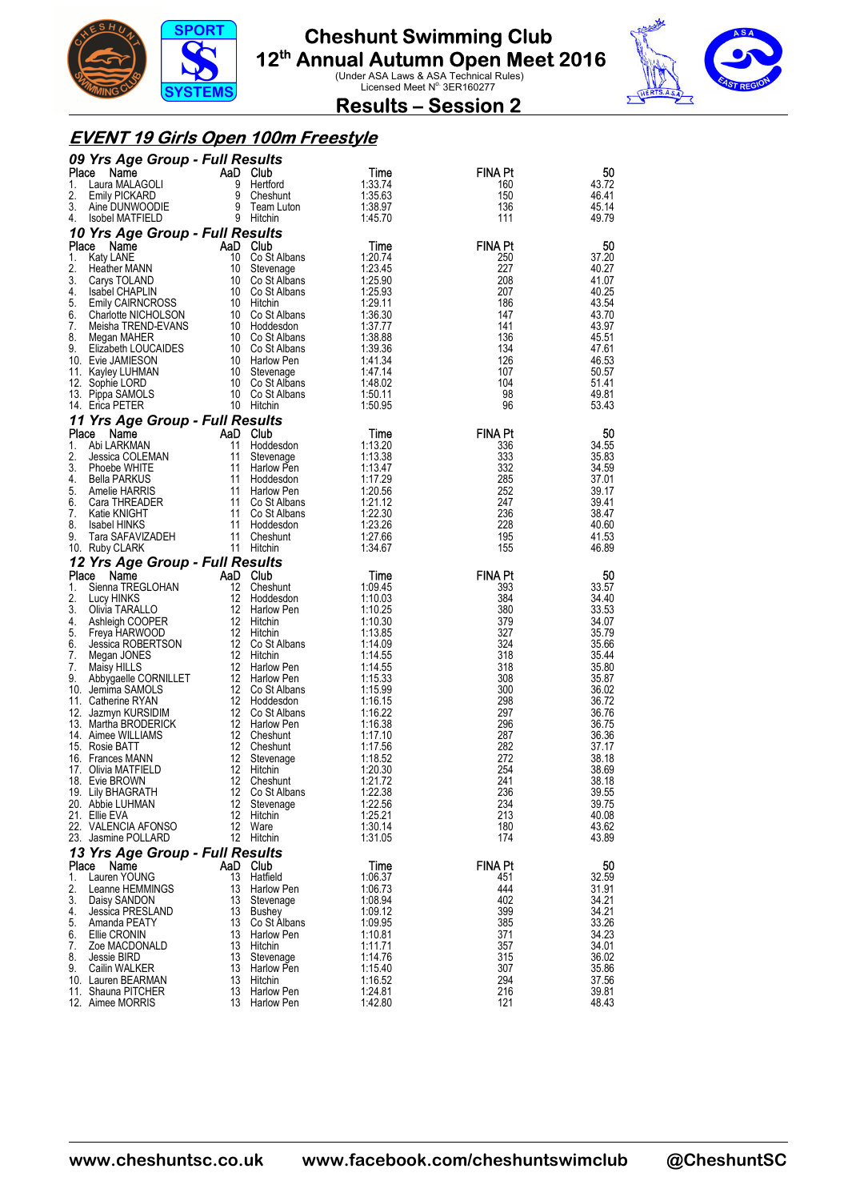# Cheshunt Swimming Club
## 12th Annual Autumn Open Meet 2016
(Under ASA Laws & ASA Technical Rules)
Licensed Meet N° 3ER160277

## Results – Session 2

### EVENT 19 Girls Open 100m Freestyle

#### 09 Yrs Age Group - Full Results

| Place | Name | AaD | Club | Time | FINA Pt | 50 |
|---|---|---|---|---|---|---|
| 1. | Laura MALAGOLI | 9 | Hertford | 1:33.74 | 160 | 43.72 |
| 2. | Emily PICKARD | 9 | Cheshunt | 1:35.63 | 150 | 46.41 |
| 3. | Aine DUNWOODIE | 9 | Team Luton | 1:38.97 | 136 | 45.14 |
| 4. | Isobel MATFIELD | 9 | Hitchin | 1:45.70 | 111 | 49.79 |

#### 10 Yrs Age Group - Full Results

| Place | Name | AaD | Club | Time | FINA Pt | 50 |
|---|---|---|---|---|---|---|
| 1. | Katy LANE | 10 | Co St Albans | 1:20.74 | 250 | 37.20 |
| 2. | Heather MANN | 10 | Stevenage | 1:23.45 | 227 | 40.27 |
| 3. | Carys TOLAND | 10 | Co St Albans | 1:25.90 | 208 | 41.07 |
| 4. | Isabel CHAPLIN | 10 | Co St Albans | 1:25.93 | 207 | 40.25 |
| 5. | Emily CAIRNCROSS | 10 | Hitchin | 1:29.11 | 186 | 43.54 |
| 6. | Charlotte NICHOLSON | 10 | Co St Albans | 1:36.30 | 147 | 43.70 |
| 7. | Meisha TREND-EVANS | 10 | Hoddesdon | 1:37.77 | 141 | 43.97 |
| 8. | Megan MAHER | 10 | Co St Albans | 1:38.88 | 136 | 45.51 |
| 9. | Elizabeth LOUCAIDES | 10 | Co St Albans | 1:39.36 | 134 | 47.61 |
| 10. | Evie JAMIESON | 10 | Harlow Pen | 1:41.34 | 126 | 46.53 |
| 11. | Kayley LUHMAN | 10 | Stevenage | 1:47.14 | 107 | 50.57 |
| 12. | Sophie LORD | 10 | Co St Albans | 1:48.02 | 104 | 51.41 |
| 13. | Pippa SAMOLS | 10 | Co St Albans | 1:50.11 | 98 | 49.81 |
| 14. | Erica PETER | 10 | Hitchin | 1:50.95 | 96 | 53.43 |

#### 11 Yrs Age Group - Full Results

| Place | Name | AaD | Club | Time | FINA Pt | 50 |
|---|---|---|---|---|---|---|
| 1. | Abi LARKMAN | 11 | Hoddesdon | 1:13.20 | 336 | 34.55 |
| 2. | Jessica COLEMAN | 11 | Stevenage | 1:13.38 | 333 | 35.83 |
| 3. | Phoebe WHITE | 11 | Harlow Pen | 1:13.47 | 332 | 34.59 |
| 4. | Bella PARKUS | 11 | Hoddesdon | 1:17.29 | 285 | 37.01 |
| 5. | Amelie HARRIS | 11 | Harlow Pen | 1:20.56 | 252 | 39.17 |
| 6. | Cara THREADER | 11 | Co St Albans | 1:21.12 | 247 | 39.41 |
| 7. | Katie KNIGHT | 11 | Co St Albans | 1:22.30 | 236 | 38.47 |
| 8. | Isabel HINKS | 11 | Hoddesdon | 1:23.26 | 228 | 40.60 |
| 9. | Tara SAFAVIZADEH | 11 | Cheshunt | 1:27.66 | 195 | 41.53 |
| 10. | Ruby CLARK | 11 | Hitchin | 1:34.67 | 155 | 46.89 |

#### 12 Yrs Age Group - Full Results

| Place | Name | AaD | Club | Time | FINA Pt | 50 |
|---|---|---|---|---|---|---|
| 1. | Sienna TREGLOHAN | 12 | Cheshunt | 1:09.45 | 393 | 33.57 |
| 2. | Lucy HINKS | 12 | Hoddesdon | 1:10.03 | 384 | 34.40 |
| 3. | Olivia TARALLO | 12 | Harlow Pen | 1:10.25 | 380 | 33.53 |
| 4. | Ashleigh COOPER | 12 | Hitchin | 1:10.30 | 379 | 34.07 |
| 5. | Freya HARWOOD | 12 | Hitchin | 1:13.85 | 327 | 35.79 |
| 6. | Jessica ROBERTSON | 12 | Co St Albans | 1:14.09 | 324 | 35.66 |
| 7. | Megan JONES | 12 | Hitchin | 1:14.55 | 318 | 35.44 |
| 7. | Maisy HILLS | 12 | Harlow Pen | 1:14.55 | 318 | 35.80 |
| 9. | Abbygaelle CORNILLET | 12 | Harlow Pen | 1:15.33 | 308 | 35.87 |
| 10. | Jemima SAMOLS | 12 | Co St Albans | 1:15.99 | 300 | 36.02 |
| 11. | Catherine RYAN | 12 | Hoddesdon | 1:16.15 | 298 | 36.72 |
| 12. | Jazmyn KURSIDIM | 12 | Co St Albans | 1:16.22 | 297 | 36.76 |
| 13. | Martha BRODERICK | 12 | Harlow Pen | 1:16.38 | 296 | 36.75 |
| 14. | Aimee WILLIAMS | 12 | Cheshunt | 1:17.10 | 287 | 36.36 |
| 15. | Rosie BATT | 12 | Cheshunt | 1:17.56 | 282 | 37.17 |
| 16. | Frances MANN | 12 | Stevenage | 1:18.52 | 272 | 38.18 |
| 17. | Olivia MATFIELD | 12 | Hitchin | 1:20.30 | 254 | 38.69 |
| 18. | Evie BROWN | 12 | Cheshunt | 1:21.72 | 241 | 38.18 |
| 19. | Lily BHAGRATH | 12 | Co St Albans | 1:22.38 | 236 | 39.55 |
| 20. | Abbie LUHMAN | 12 | Stevenage | 1:22.56 | 234 | 39.75 |
| 21. | Ellie EVA | 12 | Hitchin | 1:25.21 | 213 | 40.08 |
| 22. | VALENCIA AFONSO | 12 | Ware | 1:30.14 | 180 | 43.62 |
| 23. | Jasmine POLLARD | 12 | Hitchin | 1:31.05 | 174 | 43.89 |

#### 13 Yrs Age Group - Full Results

| Place | Name | AaD | Club | Time | FINA Pt | 50 |
|---|---|---|---|---|---|---|
| 1. | Lauren YOUNG | 13 | Hatfield | 1:06.37 | 451 | 32.59 |
| 2. | Leanne HEMMINGS | 13 | Harlow Pen | 1:06.73 | 444 | 31.91 |
| 3. | Daisy SANDON | 13 | Stevenage | 1:08.94 | 402 | 34.21 |
| 4. | Jessica PRESLAND | 13 | Bushey | 1:09.12 | 399 | 34.21 |
| 5. | Amanda PEATY | 13 | Co St Albans | 1:09.95 | 385 | 33.26 |
| 6. | Ellie CRONIN | 13 | Harlow Pen | 1:10.81 | 371 | 34.23 |
| 7. | Zoe MACDONALD | 13 | Hitchin | 1:11.71 | 357 | 34.01 |
| 8. | Jessie BIRD | 13 | Stevenage | 1:14.76 | 315 | 36.02 |
| 9. | Cailin WALKER | 13 | Harlow Pen | 1:15.40 | 307 | 35.86 |
| 10. | Lauren BEARMAN | 13 | Hitchin | 1:16.52 | 294 | 37.56 |
| 11. | Shauna PITCHER | 13 | Harlow Pen | 1:24.81 | 216 | 39.81 |
| 12. | Aimee MORRIS | 13 | Harlow Pen | 1:42.80 | 121 | 48.43 |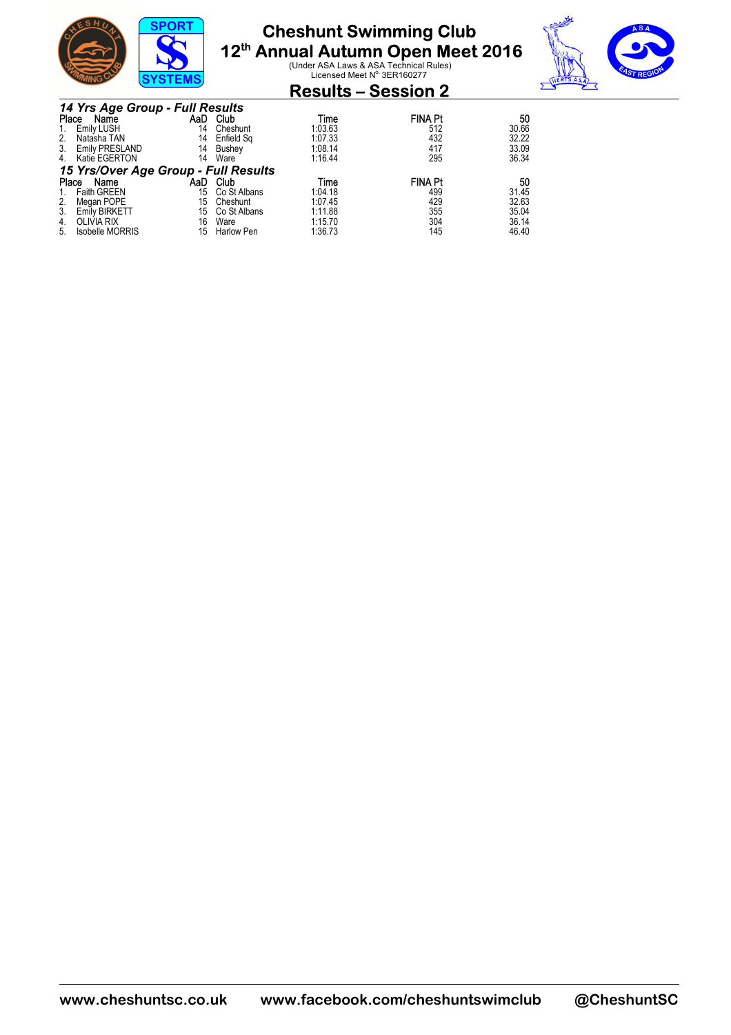# Cheshunt Swimming Club

## 12th Annual Autumn Open Meet 2016

(Under ASA Laws & ASA Technical Rules)
Licensed Meet N° 3ER160277

## Results – Session 2

### *14 Yrs Age Group - Full Results*

| Place | Name | AaD | Club | Time | FINA Pt | 50 |
|---|---|---|---|---|---|---|
| 1. | Emily LUSH | 14 | Cheshunt | 1:03.63 | 512 | 30.66 |
| 2. | Natasha TAN | 14 | Enfield Sq | 1:07.33 | 432 | 32.22 |
| 3. | Emily PRESLAND | 14 | Bushey | 1:08.14 | 417 | 33.09 |
| 4. | Katie EGERTON | 14 | Ware | 1:16.44 | 295 | 36.34 |

### *15 Yrs/Over Age Group - Full Results*

| Place | Name | AaD | Club | Time | FINA Pt | 50 |
|---|---|---|---|---|---|---|
| 1. | Faith GREEN | 15 | Co St Albans | 1:04.18 | 499 | 31.45 |
| 2. | Megan POPE | 15 | Cheshunt | 1:07.45 | 429 | 32.63 |
| 3. | Emily BIRKETT | 15 | Co St Albans | 1:11.88 | 355 | 35.04 |
| 4. | OLIVIA RIX | 16 | Ware | 1:15.70 | 304 | 36.14 |
| 5. | Isobelle MORRIS | 15 | Harlow Pen | 1:36.73 | 145 | 46.40 |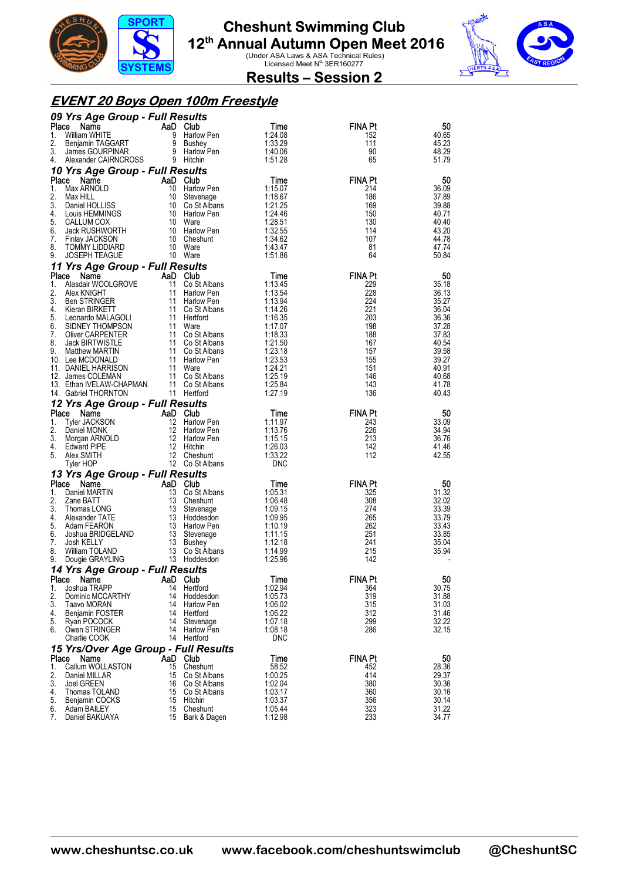# Cheshunt Swimming Club

## 12th Annual Autumn Open Meet 2016

(Under ASA Laws & ASA Technical Rules)
Licensed Meet N° 3ER160277

## Results – Session 2

### EVENT 20 Boys Open 100m Freestyle

#### 09 Yrs Age Group - Full Results

| Place | Name | AaD | Club | Time | FINA Pt | 50 |
|---|---|---|---|---|---|---|
| 1. | William WHITE | 9 | Harlow Pen | 1:24.08 | 152 | 40.65 |
| 2. | Benjamin TAGGART | 9 | Bushey | 1:33.29 | 111 | 45.23 |
| 3. | James GOURPINAR | 9 | Harlow Pen | 1:40.06 | 90 | 48.29 |
| 4. | Alexander CAIRNCROSS | 9 | Hitchin | 1:51.28 | 65 | 51.79 |

#### 10 Yrs Age Group - Full Results

| Place | Name | AaD | Club | Time | FINA Pt | 50 |
|---|---|---|---|---|---|---|
| 1. | Max ARNOLD | 10 | Harlow Pen | 1:15.07 | 214 | 36.09 |
| 2. | Max HILL | 10 | Stevenage | 1:18.67 | 186 | 37.89 |
| 3. | Daniel HOLLISS | 10 | Co St Albans | 1:21.25 | 169 | 39.88 |
| 4. | Louis HEMMINGS | 10 | Harlow Pen | 1:24.46 | 150 | 40.71 |
| 5. | CALLUM COX | 10 | Ware | 1:28.51 | 130 | 40.40 |
| 6. | Jack RUSHWORTH | 10 | Harlow Pen | 1:32.55 | 114 | 43.20 |
| 7. | Finlay JACKSON | 10 | Cheshunt | 1:34.62 | 107 | 44.78 |
| 8. | TOMMY LIDDIARD | 10 | Ware | 1:43.47 | 81 | 47.74 |
| 9. | JOSEPH TEAGUE | 10 | Ware | 1:51.86 | 64 | 50.84 |

#### 11 Yrs Age Group - Full Results

| Place | Name | AaD | Club | Time | FINA Pt | 50 |
|---|---|---|---|---|---|---|
| 1. | Alasdair WOOLGROVE | 11 | Co St Albans | 1:13.45 | 229 | 35.18 |
| 2. | Alex KNIGHT | 11 | Harlow Pen | 1:13.54 | 228 | 36.13 |
| 3. | Ben STRINGER | 11 | Harlow Pen | 1:13.94 | 224 | 35.27 |
| 4. | Kieran BIRKETT | 11 | Co St Albans | 1:14.26 | 221 | 36.04 |
| 5. | Leonardo MALAGOLI | 11 | Hertford | 1:16.35 | 203 | 36.36 |
| 6. | SIDNEY THOMPSON | 11 | Ware | 1:17.07 | 198 | 37.28 |
| 7. | Oliver CARPENTER | 11 | Co St Albans | 1:18.33 | 188 | 37.83 |
| 8. | Jack BIRTWISTLE | 11 | Co St Albans | 1:21.50 | 167 | 40.54 |
| 9. | Matthew MARTIN | 11 | Co St Albans | 1:23.18 | 157 | 39.58 |
| 10. | Lee MCDONALD | 11 | Harlow Pen | 1:23.53 | 155 | 39.27 |
| 11. | DANIEL HARRISON | 11 | Ware | 1:24.21 | 151 | 40.91 |
| 12. | James COLEMAN | 11 | Co St Albans | 1:25.19 | 146 | 40.68 |
| 13. | Ethan IVELAW-CHAPMAN | 11 | Co St Albans | 1:25.84 | 143 | 41.78 |
| 14. | Gabriel THORNTON | 11 | Hertford | 1:27.19 | 136 | 40.43 |

#### 12 Yrs Age Group - Full Results

| Place | Name | AaD | Club | Time | FINA Pt | 50 |
|---|---|---|---|---|---|---|
| 1. | Tyler JACKSON | 12 | Harlow Pen | 1:11.97 | 243 | 33.09 |
| 2. | Daniel MONK | 12 | Harlow Pen | 1:13.76 | 226 | 34.94 |
| 3. | Morgan ARNOLD | 12 | Harlow Pen | 1:15.15 | 213 | 36.76 |
| 4. | Edward PIPE | 12 | Hitchin | 1:26.03 | 142 | 41.46 |
| 5. | Alex SMITH | 12 | Cheshunt | 1:33.22 | 112 | 42.55 |
| | Tyler HOP | 12 | Co St Albans | DNC | | |

#### 13 Yrs Age Group - Full Results

| Place | Name | AaD | Club | Time | FINA Pt | 50 |
|---|---|---|---|---|---|---|
| 1. | Daniel MARTIN | 13 | Co St Albans | 1:05.31 | 325 | 31.32 |
| 2. | Zane BATT | 13 | Cheshunt | 1:06.48 | 308 | 32.02 |
| 3. | Thomas LONG | 13 | Stevenage | 1:09.15 | 274 | 33.39 |
| 4. | Alexander TATE | 13 | Hoddesdon | 1:09.95 | 265 | 33.79 |
| 5. | Adam FEARON | 13 | Harlow Pen | 1:10.19 | 262 | 33.43 |
| 6. | Joshua BRIDGELAND | 13 | Stevenage | 1:11.15 | 251 | 33.85 |
| 7. | Josh KELLY | 13 | Bushey | 1:12.18 | 241 | 35.04 |
| 8. | William TOLAND | 13 | Co St Albans | 1:14.99 | 215 | 35.94 |
| 9. | Dougie GRAYLING | 13 | Hoddesdon | 1:25.96 | 142 | - |

#### 14 Yrs Age Group - Full Results

| Place | Name | AaD | Club | Time | FINA Pt | 50 |
|---|---|---|---|---|---|---|
| 1. | Joshua TRAPP | 14 | Hertford | 1:02.94 | 364 | 30.75 |
| 2. | Dominic MCCARTHY | 14 | Hoddesdon | 1:05.73 | 319 | 31.88 |
| 3. | Taavo MORAN | 14 | Harlow Pen | 1:06.02 | 315 | 31.03 |
| 4. | Benjamin FOSTER | 14 | Hertford | 1:06.22 | 312 | 31.46 |
| 5. | Ryan POCOCK | 14 | Stevenage | 1:07.18 | 299 | 32.22 |
| 6. | Owen STRINGER | 14 | Harlow Pen | 1:08.18 | 286 | 32.15 |
| | Charlie COOK | 14 | Hertford | DNC | | |

#### 15 Yrs/Over Age Group - Full Results

| Place | Name | AaD | Club | Time | FINA Pt | 50 |
|---|---|---|---|---|---|---|
| 1. | Callum WOLLASTON | 15 | Cheshunt | 58.52 | 452 | 28.36 |
| 2. | Daniel MILLAR | 15 | Co St Albans | 1:00.25 | 414 | 29.37 |
| 3. | Joel GREEN | 16 | Co St Albans | 1:02.04 | 380 | 30.36 |
| 4. | Thomas TOLAND | 15 | Co St Albans | 1:03.17 | 360 | 30.16 |
| 5. | Benjamin COCKS | 15 | Hitchin | 1:03.37 | 356 | 30.14 |
| 6. | Adam BAILEY | 15 | Cheshunt | 1:05.44 | 323 | 31.22 |
| 7. | Daniel BAKUAYA | 15 | Bark & Dagen | 1:12.98 | 233 | 34.77 |